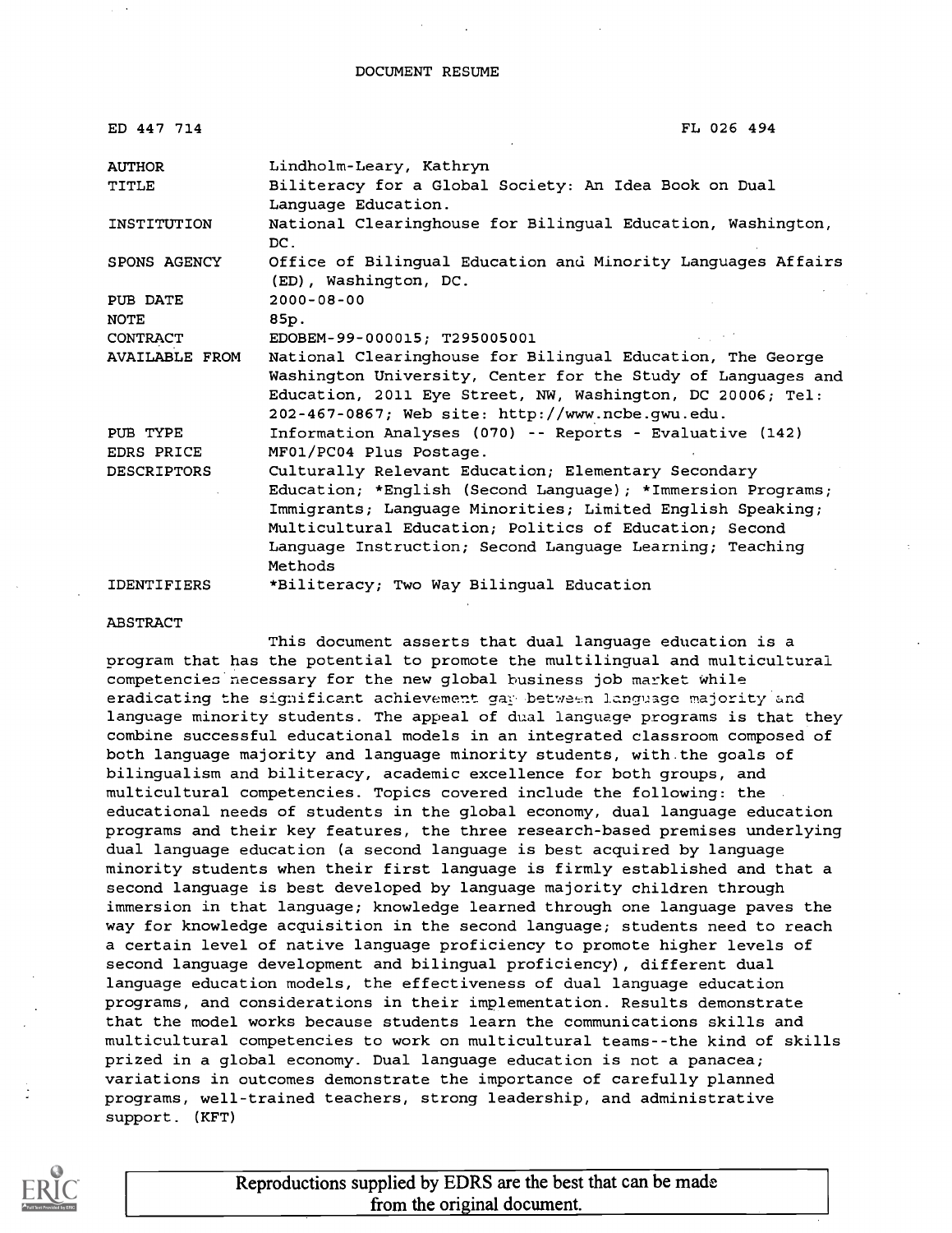# DOCUMENT RESUME

| | |
|---|---|
| ED 447 714 | FL 026 494 |
| AUTHOR | Lindholm-Leary, Kathryn |
| TITLE | Biliteracy for a Global Society: An Idea Book on Dual Language Education. |
| INSTITUTION | National Clearinghouse for Bilingual Education, Washington, DC. |
| SPONS AGENCY | Office of Bilingual Education and Minority Languages Affairs (ED), Washington, DC. |
| PUB DATE | 2000-08-00 |
| NOTE | 85p. |
| CONTRACT | EDOBEM-99-000015; T295005001 |
| AVAILABLE FROM | National Clearinghouse for Bilingual Education, The George Washington University, Center for the Study of Languages and Education, 2011 Eye Street, NW, Washington, DC 20006; Tel: 202-467-0867; Web site: http://www.ncbe.gwu.edu. |
| PUB TYPE | Information Analyses (070) -- Reports - Evaluative (142) |
| EDRS PRICE | MF01/PC04 Plus Postage. |
| DESCRIPTORS | Culturally Relevant Education; Elementary Secondary Education; *English (Second Language); *Immersion Programs; Immigrants; Language Minorities; Limited English Speaking; Multicultural Education; Politics of Education; Second Language Instruction; Second Language Learning; Teaching Methods |
| IDENTIFIERS | *Biliteracy; Two Way Bilingual Education |

## ABSTRACT

This document asserts that dual language education is a program that has the potential to promote the multilingual and multicultural competencies necessary for the new global business job market while eradicating the significant achievement gap between language majority and language minority students. The appeal of dual language programs is that they combine successful educational models in an integrated classroom composed of both language majority and language minority students, with the goals of bilingualism and biliteracy, academic excellence for both groups, and multicultural competencies. Topics covered include the following: the educational needs of students in the global economy, dual language education programs and their key features, the three research-based premises underlying dual language education (a second language is best acquired by language minority students when their first language is firmly established and that a second language is best developed by language majority children through immersion in that language; knowledge learned through one language paves the way for knowledge acquisition in the second language; students need to reach a certain level of native language proficiency to promote higher levels of second language development and bilingual proficiency), different dual language education models, the effectiveness of dual language education programs, and considerations in their implementation. Results demonstrate that the model works because students learn the communications skills and multicultural competencies to work on multicultural teams--the kind of skills prized in a global economy. Dual language education is not a panacea; variations in outcomes demonstrate the importance of carefully planned programs, well-trained teachers, strong leadership, and administrative support. (KFT)

Reproductions supplied by EDRS are the best that can be made from the original document.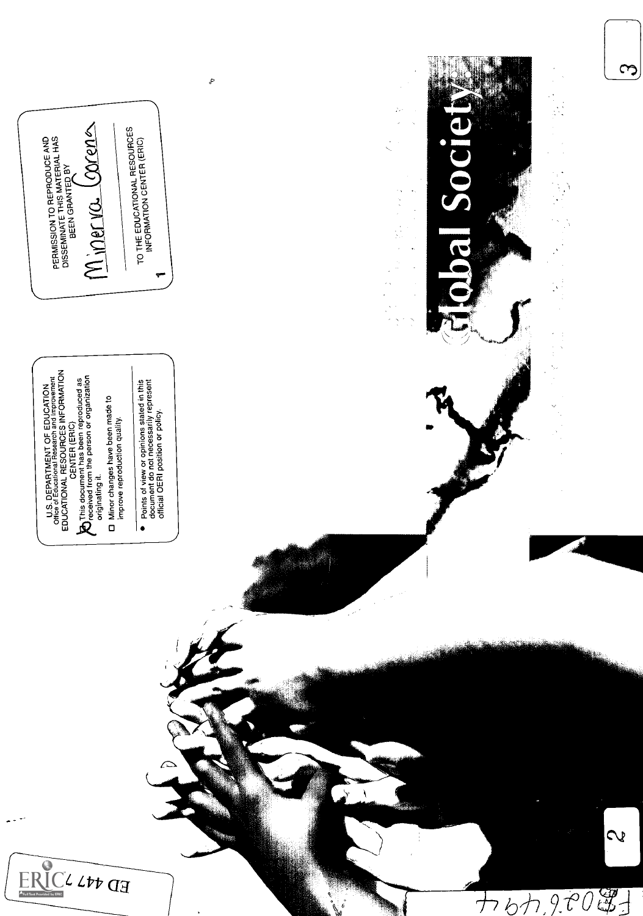U.S. DEPARTMENT OF EDUCATION
Office of Educational Research and Improvement
EDUCATIONAL RESOURCES INFORMATION CENTER (ERIC)

- This document has been reproduced as received from the person or organization originating it.
- Minor changes have been made to improve reproduction quality.

- Points of view or opinions stated in this document do not necessarily represent official OERI position or policy.

PERMISSION TO REPRODUCE AND DISSEMINATE THIS MATERIAL HAS BEEN GRANTED BY

Minerva Corena

TO THE EDUCATIONAL RESOURCES INFORMATION CENTER (ERIC)

# Global Society

ED 447 7

FL026494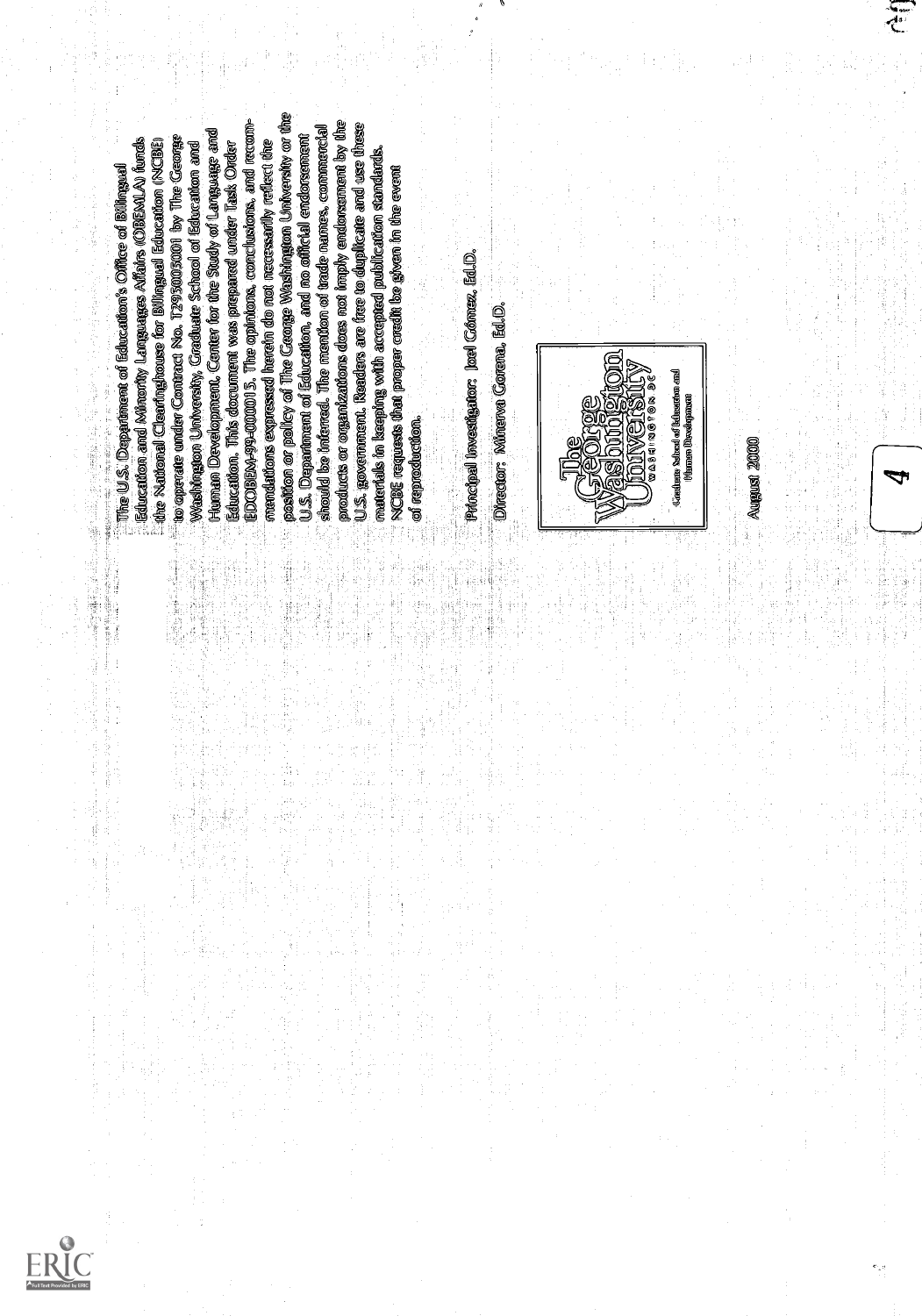The U.S. Department of Education's Office of Bilingual Education and Minority Languages Affairs (OBEMLA) funds the National Clearinghouse for Bilingual Education (NCBE) to operate under Contract No. T295005001 by The George Washington University, Graduate School of Education and Human Development, Center for the Study of Language and Education. This document was prepared under Task Order ED0BEM-99-00001S. The opinions, conclusions, and recommendations expressed herein do not necessarily reflect the position or policy of The George Washington University or the U.S. Department of Education, and no official endorsement should be inferred. The mention of trade names, commercial products or organizations does not imply endorsement by the U.S. government. Readers are free to duplicate and use these materials in keeping with accepted publication standards. NCBE requests that proper credit be given in the event of reproduction.

Principal Investigator: Joel Gómez, Ed.D.

Director: Minerva Gorena, Ed.D.

The George Washington University
WASHINGTON DC
Graduate School of Education and Human Development

August 2000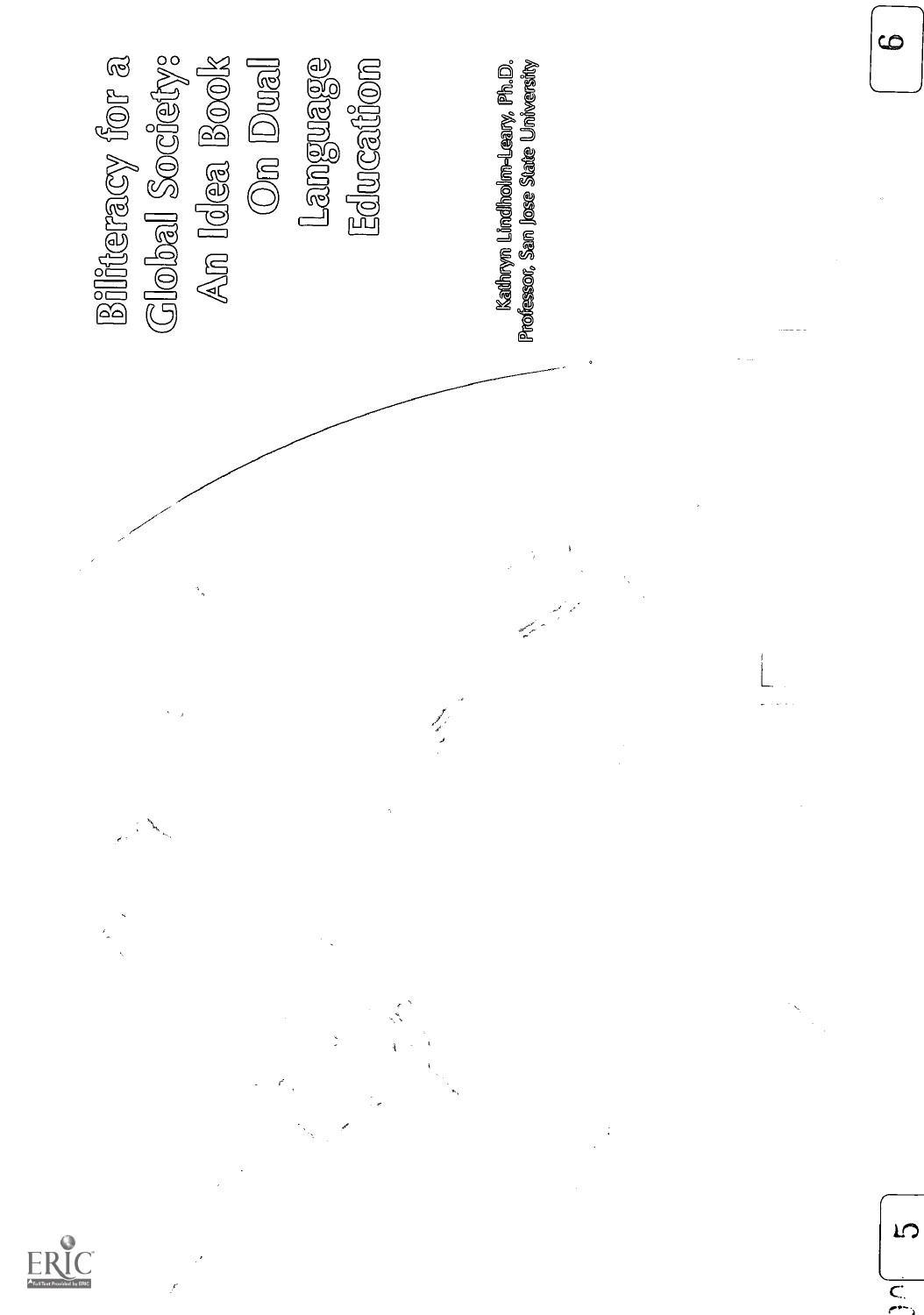# Biliteracy for a Global Society: An Idea Book On Dual Language Education

Kathryn Lindholm-Leary, Ph.D.
Professor, San Jose State University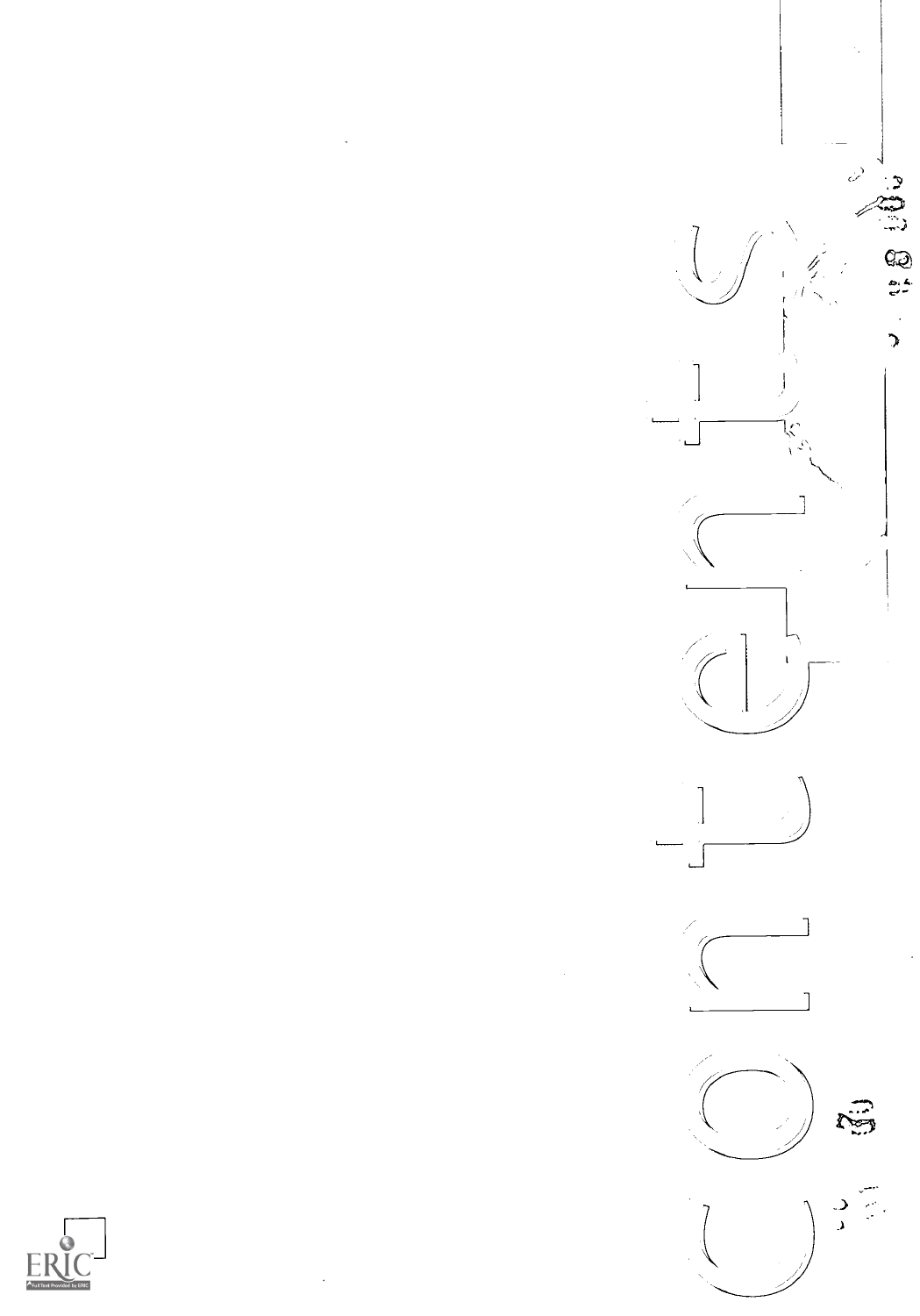# contents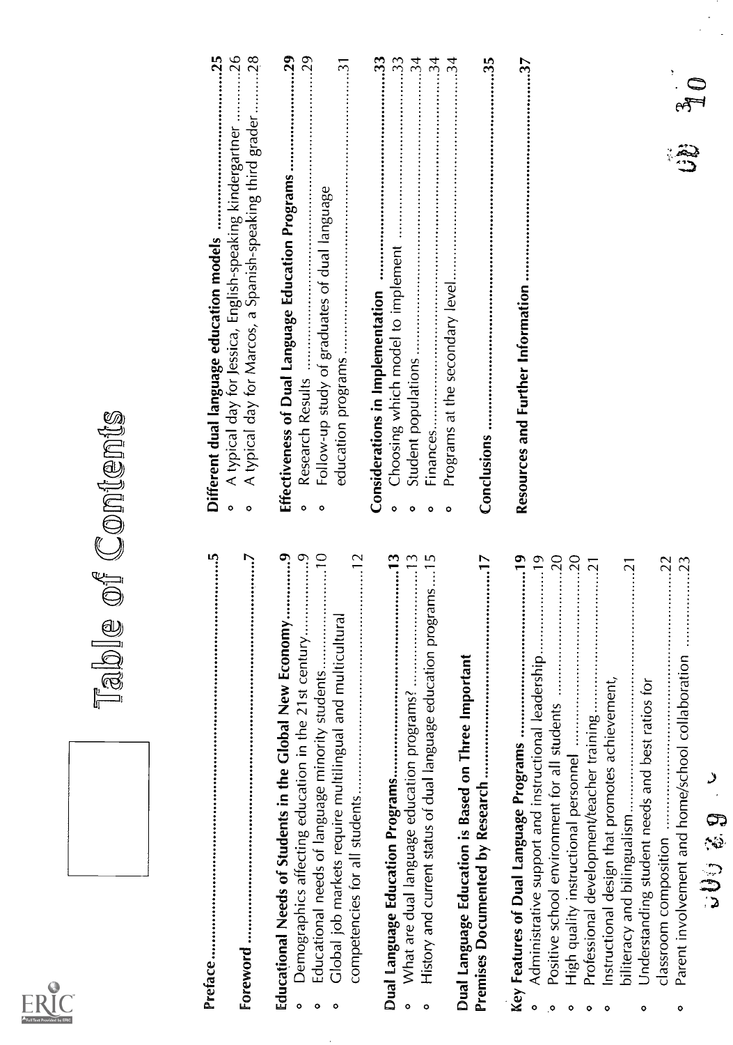# Table of Contents

**Preface** ..... 5

**Foreword** ..... 7

**Educational Needs of Students in the Global New Economy** ..... 9

- Demographics affecting education in the 21st century ..... 9
- Educational needs of language minority students ..... 10
- Global job markets require multilingual and multicultural competencies for all students ..... 12

**Dual Language Education Programs** ..... 13

- What are dual language education programs? ..... 13
- History and current status of dual language education programs ..... 15

**Dual Language Education is Based on Three Important Premises Documented by Research** ..... 17

**Key Features of Dual Language Programs** ..... 19

- Administrative support and instructional leadership ..... 19
- Positive school environment for all students ..... 20
- High quality instructional personnel ..... 20
- Professional development/teacher training ..... 21
- Instructional design that promotes achievement, biliteracy and bilingualism ..... 21
- Understanding student needs and best ratios for classroom composition ..... 22
- Parent involvement and home/school collaboration ..... 23

**Different dual language education models** ..... 25

- A typical day for Jessica, English-speaking kindergartner ..... 26
- A typical day for Marcos, a Spanish-speaking third grader ..... 28

**Effectiveness of Dual Language Education Programs** ..... 29

- Research Results ..... 29
- Follow-up study of graduates of dual language education programs ..... 31

**Considerations in Implementation** ..... 33

- Choosing which model to implement ..... 33
- Student populations ..... 34
- Finances ..... 34
- Programs at the secondary level ..... 34

**Conclusions** ..... 35

**Resources and Further Information** ..... 37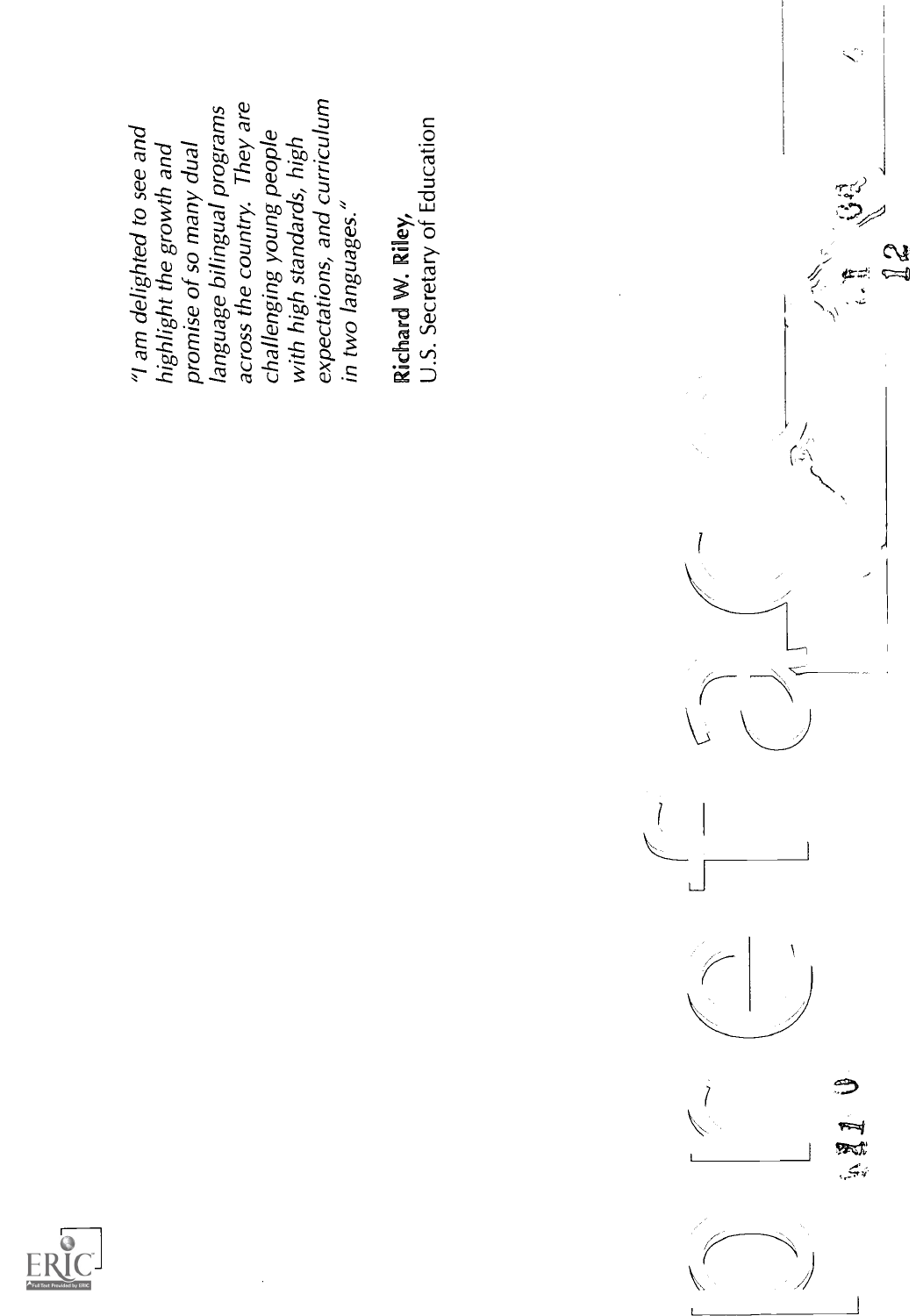# preface

*"I am delighted to see and highlight the growth and promise of so many dual language bilingual programs across the country. They are challenging young people with high standards, high expectations, and curriculum in two languages."*

**Richard W. Riley,**
U.S. Secretary of Education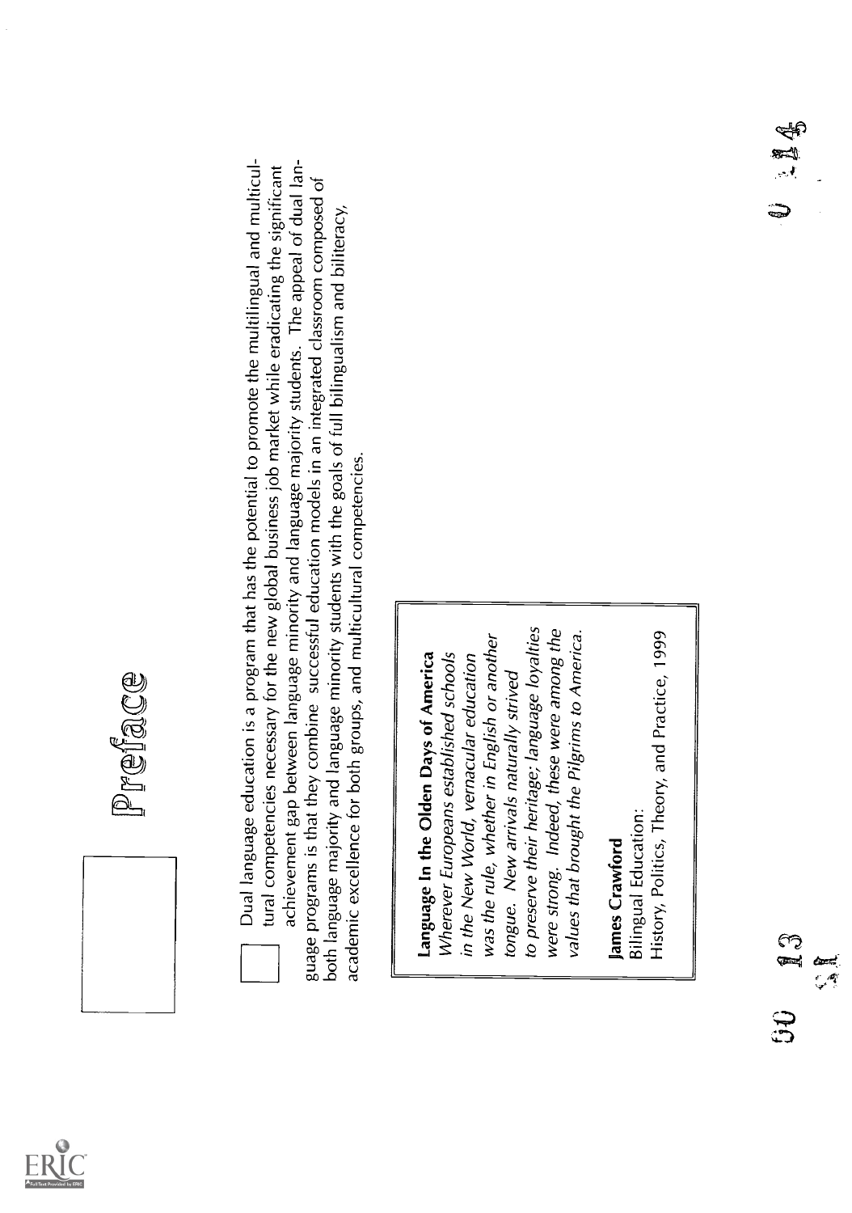# Preface

Dual language education is a program that has the potential to promote the multilingual and multicultural competencies necessary for the new global business job market while eradicating the significant achievement gap between language minority and language majority students. The appeal of dual language programs is that they combine successful education models in an integrated classroom composed of both language majority and language minority students with the goals of full bilingualism and biliteracy, academic excellence for both groups, and multicultural competencies.

> **Language In the Olden Days of America**
>
> *Wherever Europeans established schools in the New World, vernacular education was the rule, whether in English or another tongue. New arrivals naturally strived to preserve their heritage; language loyalties were strong. Indeed, these were among the values that brought the Pilgrims to America.*
>
> **James Crawford**
> Bilingual Education:
> History, Politics, Theory, and Practice, 1999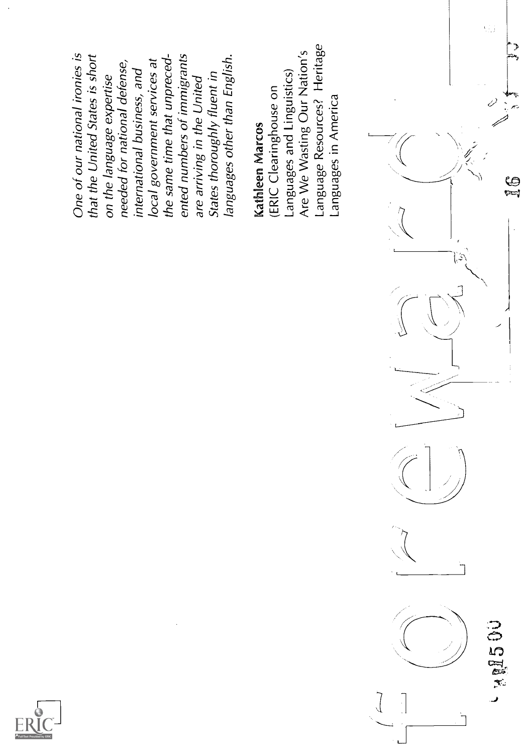# foreword

*One of our national ironies is that the United States is short on the language expertise needed for national defense, international business, and local government services at the same time that unprecedented numbers of immigrants are arriving in the United States thoroughly fluent in languages other than English.*

**Kathleen Marcos**
(ERIC Clearinghouse on Languages and Linguistics)
Are We Wasting Our Nation's Language Resources? Heritage Languages in America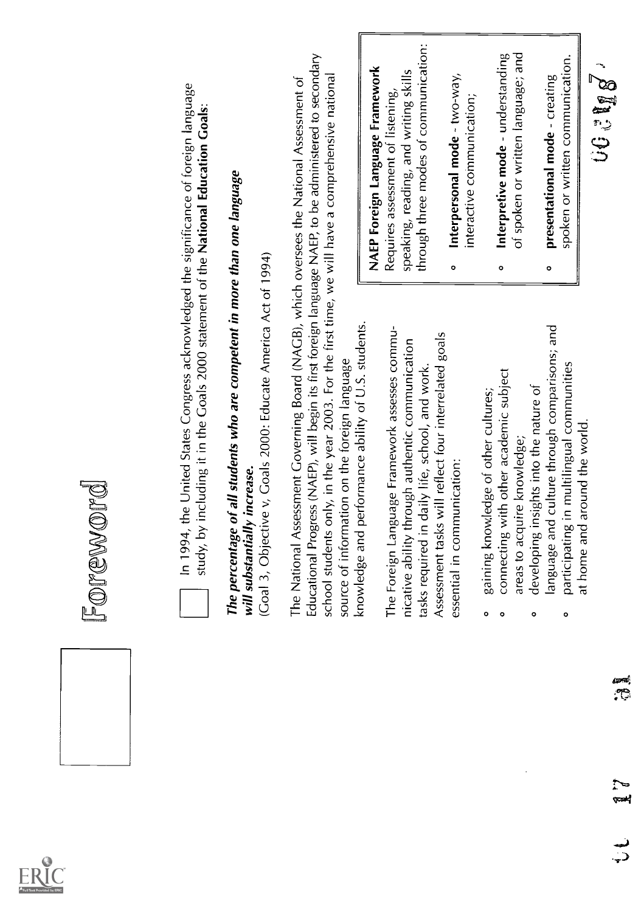# Foreword

In 1994, the United States Congress acknowledged the significance of foreign language study, by including it in the Goals 2000 statement of the **National Education Goals**:

***The percentage of all students who are competent in more than one language will substantially increase.***

(Goal 3, Objective v, Goals 2000: Educate America Act of 1994)

The National Assessment Governing Board (NAGB), which oversees the National Assessment of Educational Progress (NAEP), will begin its first foreign language NAEP, to be administered to secondary school students only, in the year 2003. For the first time, we will have a comprehensive national source of information on the foreign language knowledge and performance ability of U.S. students.

The Foreign Language Framework assesses communicative ability through authentic communication tasks required in daily life, school, and work. Assessment tasks will reflect four interrelated goals essential in communication:

- gaining knowledge of other cultures;
- connecting with other academic subject areas to acquire knowledge;
- developing insights into the nature of language and culture through comparisons; and
- participating in multilingual communities at home and around the world.

**NAEP Foreign Language Framework**
Requires assessment of listening, speaking, reading, and writing skills through three modes of communication:

- **Interpersonal mode** - two-way, interactive communication;
- **Interpretive mode** - understanding of spoken or written language; and
- **presentational mode** - creating spoken or written communication.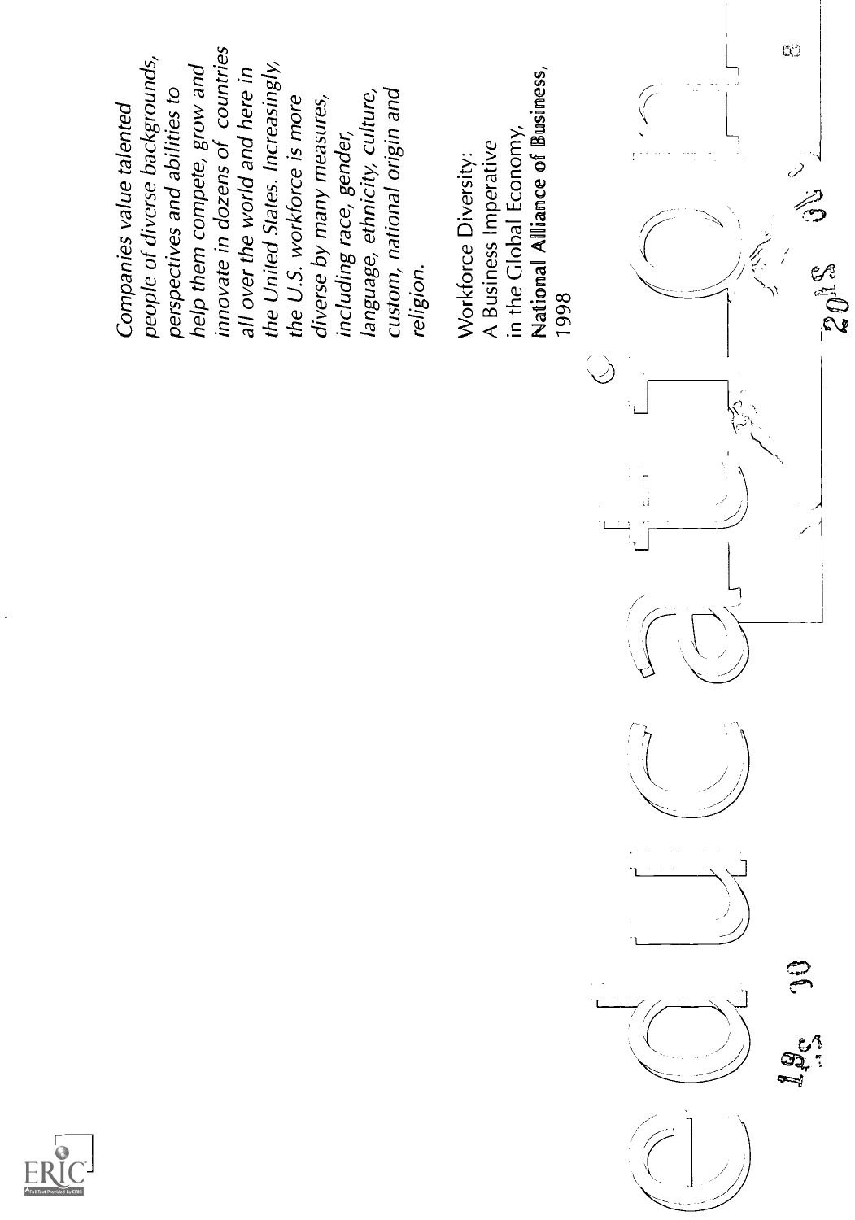*Companies value talented people of diverse backgrounds, perspectives and abilities to help them compete, grow and innovate in dozens of countries all over the world and here in the United States. Increasingly, the U.S. workforce is more diverse by many measures, including race, gender, language, ethnicity, culture, custom, national origin and religion.*

Workforce Diversity:
A Business Imperative
in the Global Economy,
**National Alliance of Business,**
1998

education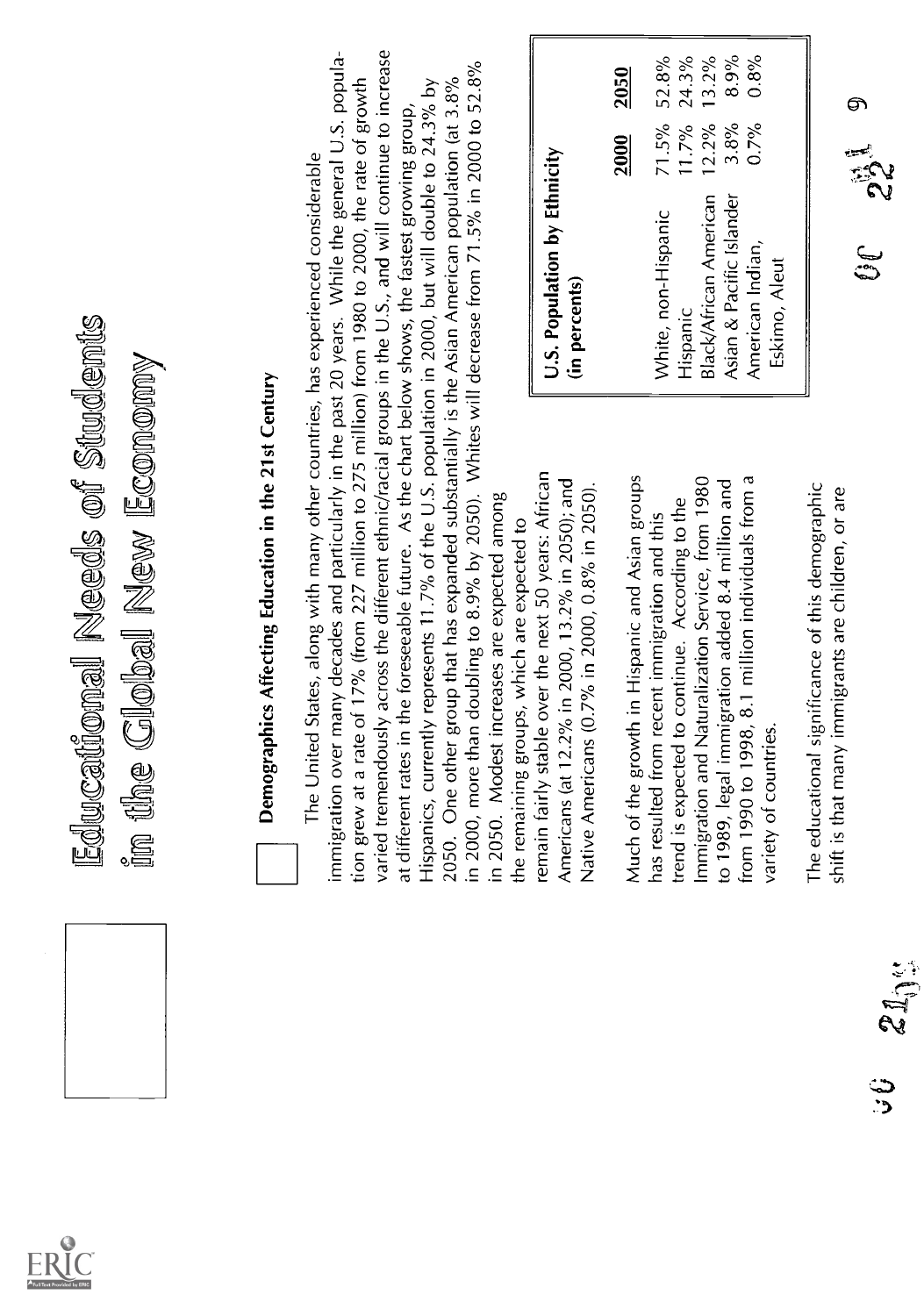# Educational Needs of Students in the Global New Economy

## Demographics Affecting Education in the 21st Century

The United States, along with many other countries, has experienced considerable immigration over many decades and particularly in the past 20 years. While the general U.S. population grew at a rate of 17% (from 227 million to 275 million) from 1980 to 2000, the rate of growth varied tremendously across the different ethnic/racial groups in the U.S., and will continue to increase at different rates in the foreseeable future. As the chart below shows, the fastest growing group, Hispanics, currently represents 11.7% of the U.S. population in 2000, but will double to 24.3% by 2050. One other group that has expanded substantially is the Asian American population (at 3.8% in 2000, more than doubling to 8.9% by 2050). Whites will decrease from 71.5% in 2000 to 52.8% in 2050. Modest increases are expected among the remaining groups, which are expected to remain fairly stable over the next 50 years: African Americans (at 12.2% in 2000, 13.2% in 2050); and Native Americans (0.7% in 2000, 0.8% in 2050).

**U.S. Population by Ethnicity (in percents)**

| | 2000 | 2050 |
|---|---|---|
| White, non-Hispanic | 71.5% | 52.8% |
| Hispanic | 11.7% | 24.3% |
| Black/African American | 12.2% | 13.2% |
| Asian & Pacific Islander | 3.8% | 8.9% |
| American Indian, Eskimo, Aleut | 0.7% | 0.8% |

Much of the growth in Hispanic and Asian groups has resulted from recent immigration and this trend is expected to continue. According to the Immigration and Naturalization Service, from 1980 to 1989, legal immigration added 8.4 million and from 1990 to 1998, 8.1 million individuals from a variety of countries.

The educational significance of this demographic shift is that many immigrants are children, or are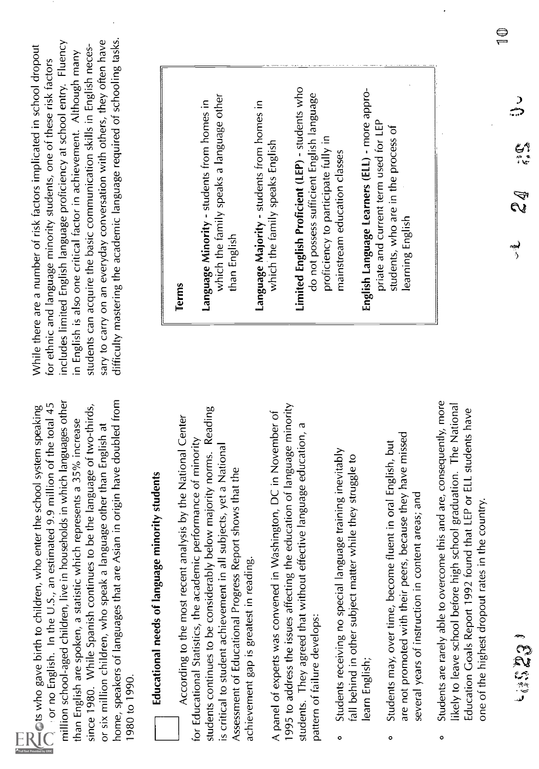...ts who gave birth to children, who enter the school system speaking ... or no English. In the U.S., an estimated 9.9 million of the total 45 million school-aged children, live in households in which languages other than English are spoken, a statistic which represents a 35% increase since 1980. While Spanish continues to be the language of two-thirds, or six million children, who speak a language other than English at home, speakers of languages that are Asian in origin have doubled from 1980 to 1990.

## Educational needs of language minority students

According to the most recent analysis by the National Center for Educational Statistics, the academic performance of minority students continues to be considerably below majority norms. Reading is critical to student achievement in all subjects, yet a National Assessment of Educational Progress Report shows that the achievement gap is greatest in reading.

A panel of experts was convened in Washington, DC in November of 1995 to address the issues affecting the education of language minority students. They agreed that without effective language education, a pattern of failure develops:

- Students receiving no special language training inevitably fall behind in other subject matter while they struggle to learn English;
- Students may, over time, become fluent in oral English, but are not promoted with their peers, because they have missed several years of instruction in content areas; and
- Students are rarely able to overcome this and are, consequently, more likely to leave school before high school graduation. The National Education Goals Report 1992 found that LEP or ELL students have one of the highest dropout rates in the country.

While there are a number of risk factors implicated in school dropout for ethnic and language minority students, one of these risk factors includes limited English language proficiency at school entry. Fluency in English is also one critical factor in achievement. Although many students can acquire the basic communication skills in English necessary to carry on an everyday conversation with others, they often have difficulty mastering the academic language required of schooling tasks.

> **Terms**
>
> **Language Minority** - students from homes in which the family speaks a language other than English
>
> **Language Majority** - students from homes in which the family speaks English
>
> **Limited English Proficient (LEP)** - students who do not possess sufficient English language proficiency to participate fully in mainstream education classes
>
> **English Language Learners (ELL)** - more appropriate and current term used for LEP students, who are in the process of learning English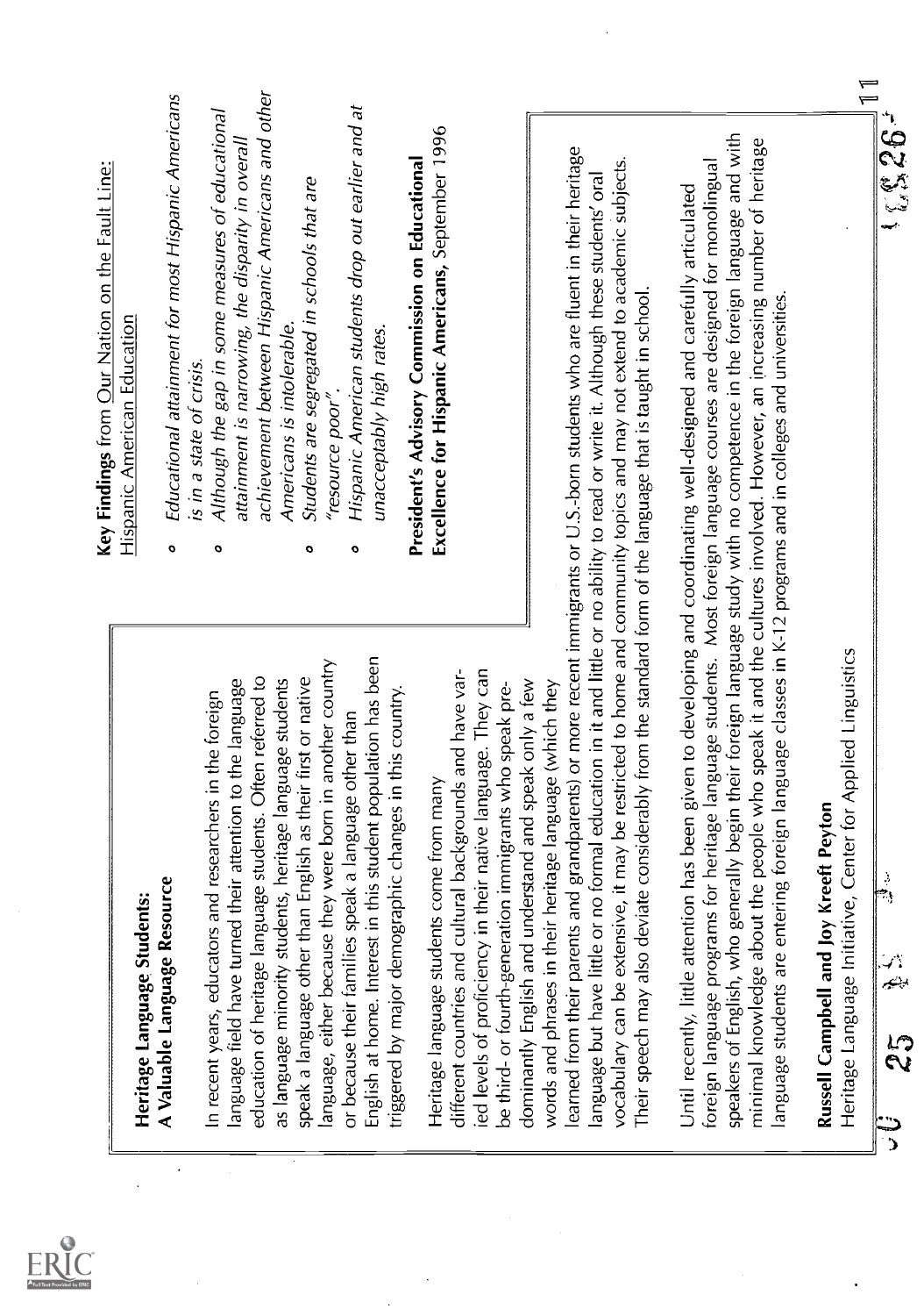## Heritage Language Students: A Valuable Language Resource

In recent years, educators and researchers in the foreign language field have turned their attention to the language education of heritage language students. Often referred to as language minority students, heritage language students speak a language other than English as their first or native language, either because they were born in another country or because their families speak a language other than English at home. Interest in this student population has been triggered by major demographic changes in this country.

Heritage language students come from many different countries and cultural backgrounds and have varied levels of proficiency in their native language. They can be third- or fourth-generation immigrants who speak predominantly English and understand and speak only a few words and phrases in their heritage language (which they learned from their parents and grandparents) or more recent immigrants or U.S.-born students who are fluent in their heritage language but have little or no formal education in it and little or no ability to read or write it. Although these students' oral vocabulary can be extensive, it may be restricted to home and community topics and may not extend to academic subjects. Their speech may also deviate considerably from the standard form of the language that is taught in school.

Until recently, little attention has been given to developing and coordinating well-designed and carefully articulated foreign language programs for heritage language students. Most foreign language courses are designed for monolingual speakers of English, who generally begin their foreign language study with no competence in the foreign language and with minimal knowledge about the people who speak it and the cultures involved. However, an increasing number of heritage language students are entering foreign language classes in K-12 programs and in colleges and universities.

**Russell Campbell and Joy Kreeft Peyton**
Heritage Language Initiative, Center for Applied Linguistics

**Key Findings** from Our Nation on the Fault Line: Hispanic American Education

- *Educational attainment for most Hispanic Americans is in a state of crisis.*
- *Although the gap in some measures of educational attainment is narrowing, the disparity in overall achievement between Hispanic Americans and other Americans is intolerable.*
- *Students are segregated in schools that are "resource poor".*
- *Hispanic American students drop out earlier and at unacceptably high rates.*

**President's Advisory Commission on Educational Excellence for Hispanic Americans,** September 1996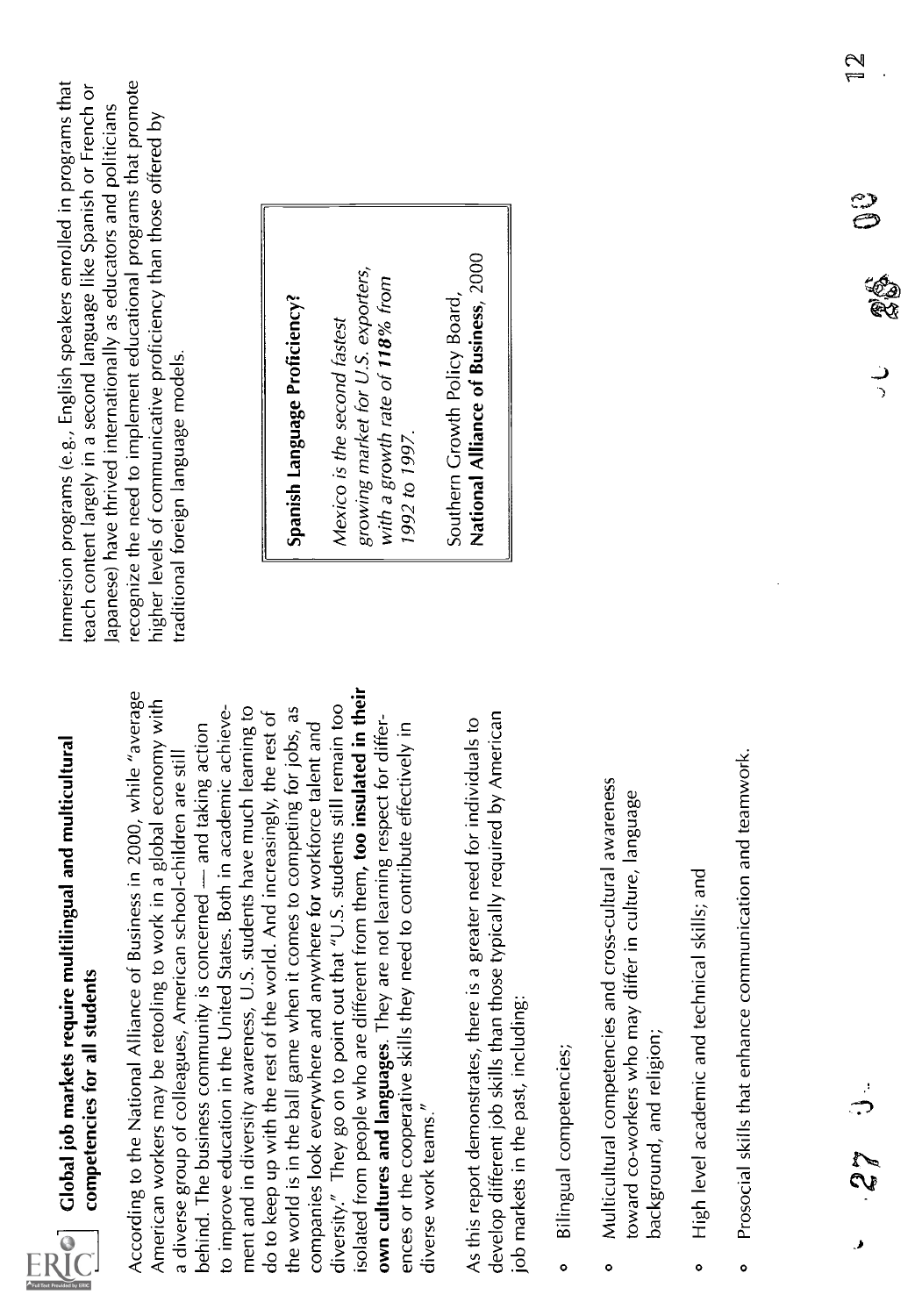## Global job markets require multilingual and multicultural competencies for all students

According to the National Alliance of Business in 2000, while "average American workers may be retooling to work in a global economy with a diverse group of colleagues, American school-children are still behind. The business community is concerned — and taking action to improve education in the United States. Both in academic achievement and in diversity awareness, U.S. students have much learning to do to keep up with the rest of the world. And increasingly, the rest of the world is in the ball game when it comes to competing for jobs, as companies look everywhere and anywhere for workforce talent and diversity." They go on to point out that "U.S. students still remain too isolated from people who are different from them, **too insulated in their own cultures and languages**. They are not learning respect for differences or the cooperative skills they need to contribute effectively in diverse work teams."

As this report demonstrates, there is a greater need for individuals to develop different job skills than those typically required by American job markets in the past, including:

- Bilingual competencies;
- Multicultural competencies and cross-cultural awareness toward co-workers who may differ in culture, language background, and religion;
- High level academic and technical skills; and
- Prosocial skills that enhance communication and teamwork.

Immersion programs (e.g., English speakers enrolled in programs that teach content largely in a second language like Spanish or French or Japanese) have thrived internationally as educators and politicians recognize the need to implement educational programs that promote higher levels of communicative proficiency than those offered by traditional foreign language models.

> **Spanish Language Proficiency?**
>
> *Mexico is the second fastest growing market for U.S. exporters, with a growth rate of **118%** from 1992 to 1997.*
>
> Southern Growth Policy Board, **National Alliance of Business**, 2000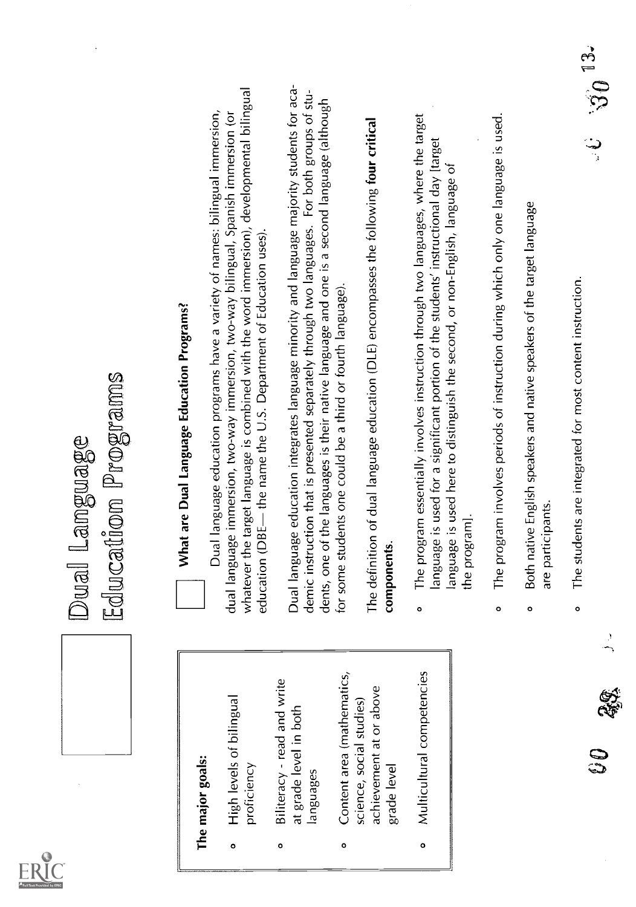# Dual Language Education Programs

**The major goals:**

- High levels of bilingual proficiency
- Biliteracy - read and write at grade level in both languages
- Content area (mathematics, science, social studies) achievement at or above grade level
- Multicultural competencies

## What are Dual Language Education Programs?

Dual language education programs have a variety of names: bilingual immersion, dual language immersion, two-way immersion, two-way bilingual, Spanish immersion (or whatever the target language is combined with the word immersion), developmental bilingual education (DBE— the name the U.S. Department of Education uses).

Dual language education integrates language minority and language majority students for academic instruction that is presented separately through two languages. For both groups of students, one of the languages is their native language and one is a second language (although for some students one could be a third or fourth language).

The definition of dual language education (DLE) encompasses the following **four critical components**.

- The program essentially involves instruction through two languages, where the target language is used for a significant portion of the students' instructional day [target language is used here to distinguish the second, or non-English, language of the program].
- The program involves periods of instruction during which only one language is used.
- Both native English speakers and native speakers of the target language are participants.
- The students are integrated for most content instruction.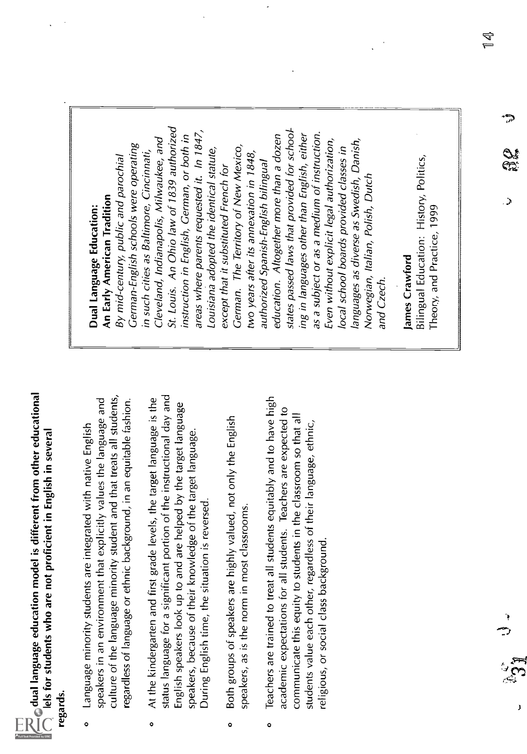**dual language education model is different from other educational models for students who are not proficient in English in several regards.**

- Language minority students are integrated with native English speakers in an environment that explicitly values the language and culture of the language minority student and that treats all students, regardless of language or ethnic background, in an equitable fashion.
- At the kindergarten and first grade levels, the target language is the status language for a significant portion of the instructional day and English speakers look up to and are helped by the target language speakers, because of their knowledge of the target language. During English time, the situation is reversed.
- Both groups of speakers are highly valued, not only the English speakers, as is the norm in most classrooms.
- Teachers are trained to treat all students equitably and to have high academic expectations for all students. Teachers are expected to communicate this equity to students in the classroom so that all students value each other, regardless of their language, ethnic, religious, or social class background.

**Dual Language Education:**
**An Early American Tradition**

*By mid-century, public and parochial German-English schools were operating in such cities as Baltimore, Cincinnati, Cleveland, Indianapolis, Milwaukee, and St. Louis. An Ohio law of 1839 authorized instruction in English, German, or both in areas where parents requested it. In 1847, Louisiana adopted the identical statute, except that it substituted French for German. The Territory of New Mexico, two years after its annexation in 1848, authorized Spanish-English bilingual education. Altogether more than a dozen states passed laws that provided for schooling in languages other than English, either as a subject or as a medium of instruction. Even without explicit legal authorization, local school boards provided classes in languages as diverse as Swedish, Danish, Norwegian, Italian, Polish, Dutch and Czech.*

**James Crawford**
Bilingual Education: History, Politics, Theory, and Practice, 1999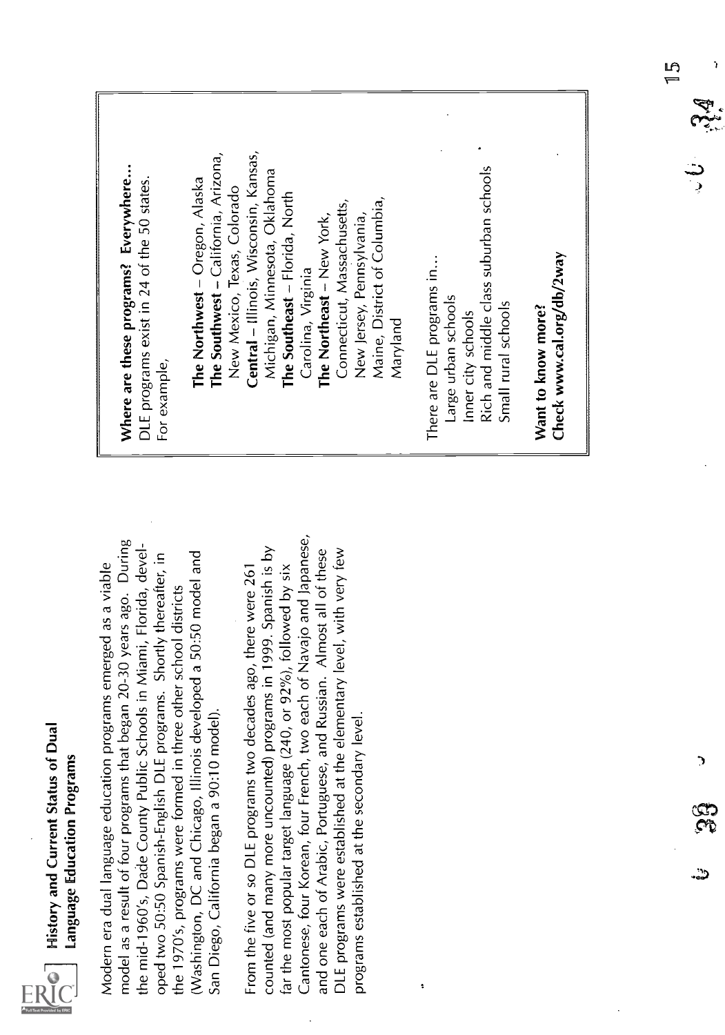## History and Current Status of Dual Language Education Programs

Modern era dual language education programs emerged as a viable model as a result of four programs that began 20-30 years ago. During the mid-1960's, Dade County Public Schools in Miami, Florida, developed two 50:50 Spanish-English DLE programs. Shortly thereafter, in the 1970's, programs were formed in three other school districts (Washington, DC and Chicago, Illinois developed a 50:50 model and San Diego, California began a 90:10 model).

From the five or so DLE programs two decades ago, there were 261 counted (and many more uncounted) programs in 1999. Spanish is by far the most popular target language (240, or 92%), followed by six Cantonese, four Korean, four French, two each of Navajo and Japanese, and one each of Arabic, Portuguese, and Russian. Almost all of these DLE programs were established at the elementary level, with very few programs established at the secondary level.

**Where are these programs? Everywhere...**
DLE programs exist in 24 of the 50 states. For example,

- **The Northwest** – Oregon, Alaska
- **The Southwest** – California, Arizona, New Mexico, Texas, Colorado
- **Central** – Illinois, Wisconsin, Kansas, Michigan, Minnesota, Oklahoma
- **The Southeast** – Florida, North Carolina, Virginia
- **The Northeast** – New York, Connecticut, Massachusetts, New Jersey, Pennsylvania, Maine, District of Columbia, Maryland

There are DLE programs in...

- Large urban schools
- Inner city schools
- Rich and middle class suburban schools
- Small rural schools

**Want to know more?**
**Check www.cal.org/db/2way**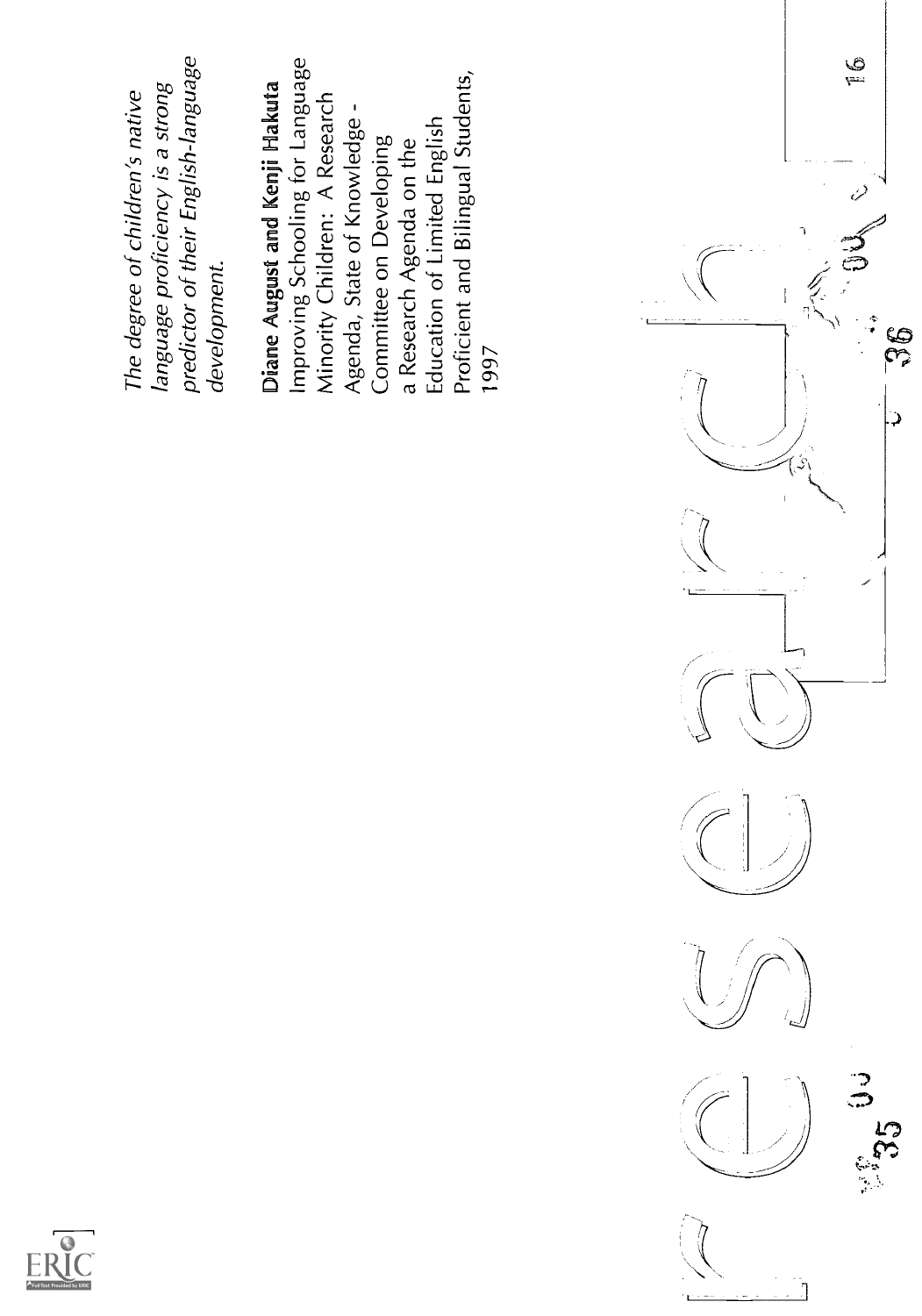*The degree of children's native language proficiency is a strong predictor of their English-language development.*

**Diane August and Kenji Hakuta**
Improving Schooling for Language Minority Children: A Research Agenda, State of Knowledge - Committee on Developing a Research Agenda on the Education of Limited English Proficient and Bilingual Students, 1997

research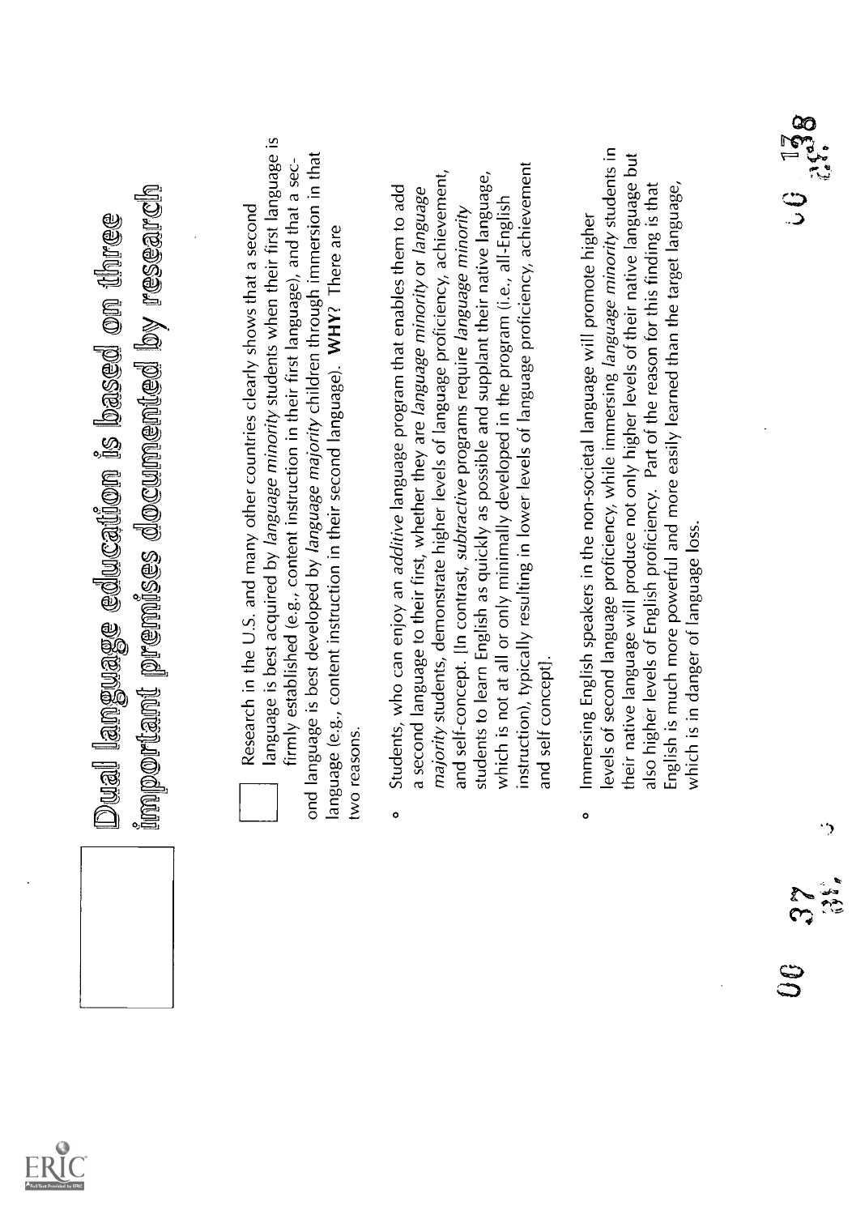# Dual language education is based on three important premises documented by research

Research in the U.S. and many other countries clearly shows that a second language is best acquired by *language minority* students when their first language is firmly established (e.g., content instruction in their first language), and that a second language is best developed by *language majority* children through immersion in that language (e.g., content instruction in their second language). **WHY?** There are two reasons.

- Students, who can enjoy an *additive* language program that enables them to add a second language to their first, whether they are *language minority* or *language majority* students, demonstrate higher levels of language proficiency, achievement, and self-concept. [In contrast, *subtractive* programs require *language minority* students to learn English as quickly as possible and supplant their native language, which is not at all or only minimally developed in the program (i.e., all-English instruction), typically resulting in lower levels of language proficiency, achievement and self concept].

- Immersing English speakers in the non-societal language will promote higher levels of second language proficiency, while immersing *language minority* students in their native language will produce not only higher levels of their native language but also higher levels of English proficiency. Part of the reason for this finding is that English is much more powerful and more easily learned than the target language, which is in danger of language loss.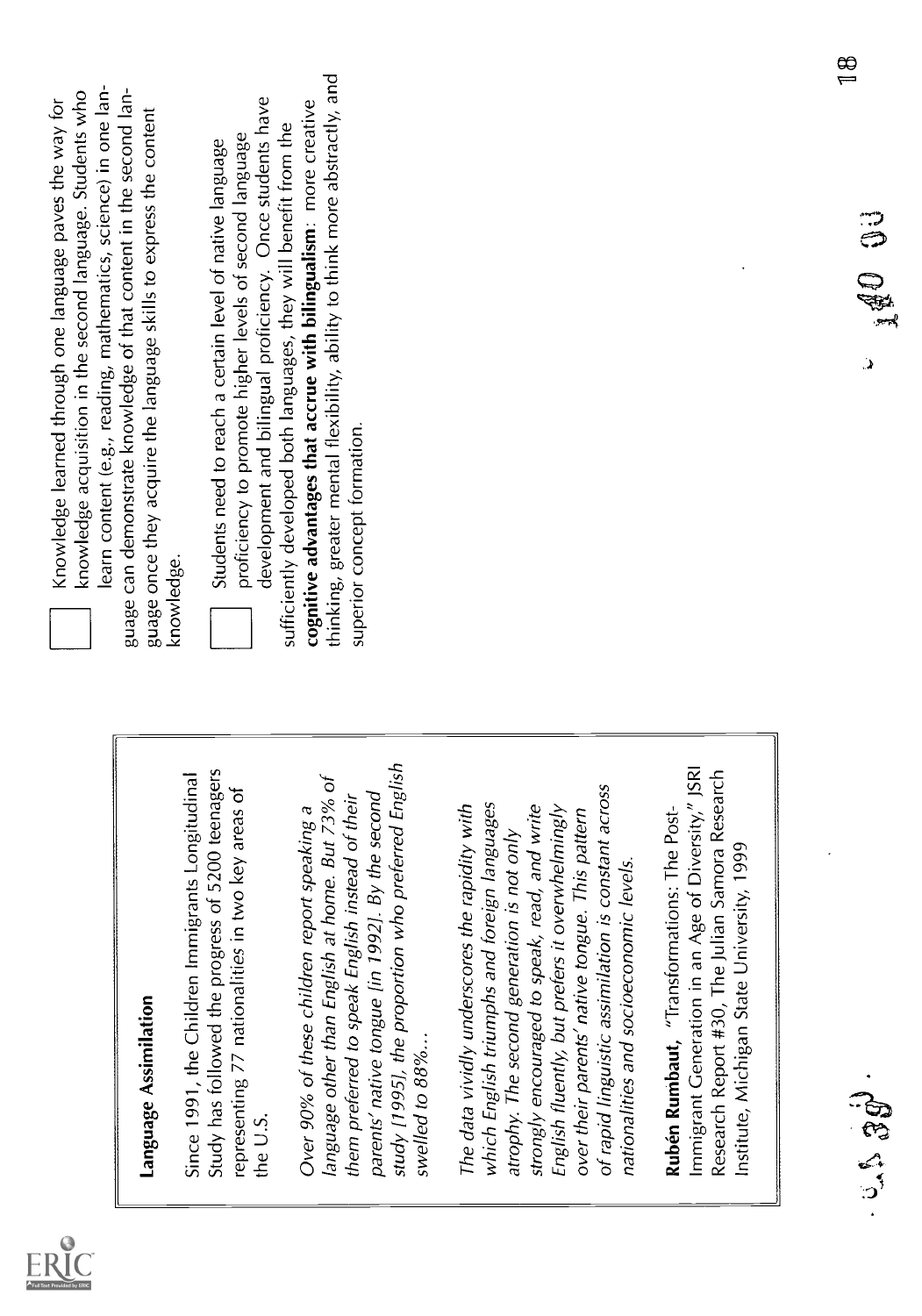## Language Assimilation

Since 1991, the Children Immigrants Longitudinal Study has followed the progress of 5200 teenagers representing 77 nationalities in two key areas of the U.S.

*Over 90% of these children report speaking a language other than English at home. But 73% of them preferred to speak English instead of their parents' native tongue [in 1992]. By the second study [1995], the proportion who preferred English swelled to 88%...*

*The data vividly underscores the rapidity with which English triumphs and foreign languages atrophy. The second generation is not only strongly encouraged to speak, read, and write English fluently, but prefers it overwhelmingly over their parents' native tongue. This pattern of rapid linguistic assimilation is constant across nationalities and socioeconomic levels.*

**Rubén Rumbaut,** "Transformations: The Post-Immigrant Generation in an Age of Diversity," JSRI Research Report #30, The Julian Samora Research Institute, Michigan State University, 1999

- [ ] Knowledge learned through one language paves the way for knowledge acquisition in the second language. Students who learn content (e.g., reading, mathematics, science) in one language can demonstrate knowledge of that content in the second language once they acquire the language skills to express the content knowledge.

- [ ] Students need to reach a certain level of native language proficiency to promote higher levels of second language development and bilingual proficiency. Once students have sufficiently developed both languages, they will benefit from the **cognitive advantages that accrue with bilingualism**: more creative thinking, greater mental flexibility, ability to think more abstractly, and superior concept formation.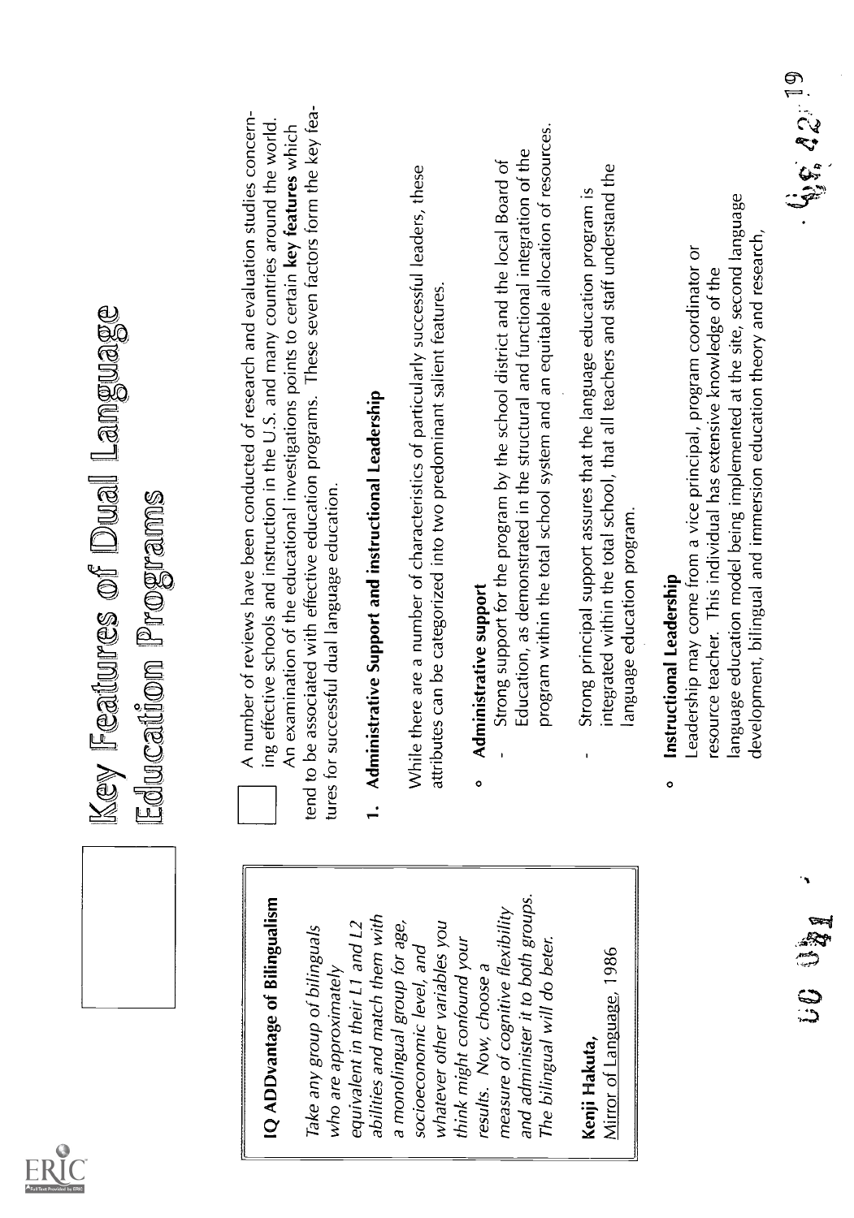# Key Features of Dual Language Education Programs

**IQ ADDvantage of Bilingualism**

*Take any group of bilinguals who are approximately equivalent in their L1 and L2 abilities and match them with a monolingual group for age, socioeconomic level, and whatever other variables you think might confound your results. Now, choose a measure of cognitive flexibility and administer it to both groups. The bilingual will do beter.*

**Kenji Hakuta,**
Mirror of Language, 1986

A number of reviews have been conducted of research and evaluation studies concerning effective schools and instruction in the U.S. and many countries around the world. An examination of the educational investigations points to certain **key features** which tend to be associated with effective education programs. These seven factors form the key features for successful dual language education.

## 1. Administrative Support and Instructional Leadership

While there are a number of characteristics of particularly successful leaders, these attributes can be categorized into two predominant salient features.

- **Administrative support**
  - Strong support for the program by the school district and the local Board of Education, as demonstrated in the structural and functional integration of the program within the total school system and an equitable allocation of resources.
  - Strong principal support assures that the language education program is integrated within the total school, that all teachers and staff understand the language education program.

- **Instructional Leadership**
  Leadership may come from a vice principal, program coordinator or resource teacher. This individual has extensive knowledge of the language education model being implemented at the site, second language development, bilingual and immersion education theory and research,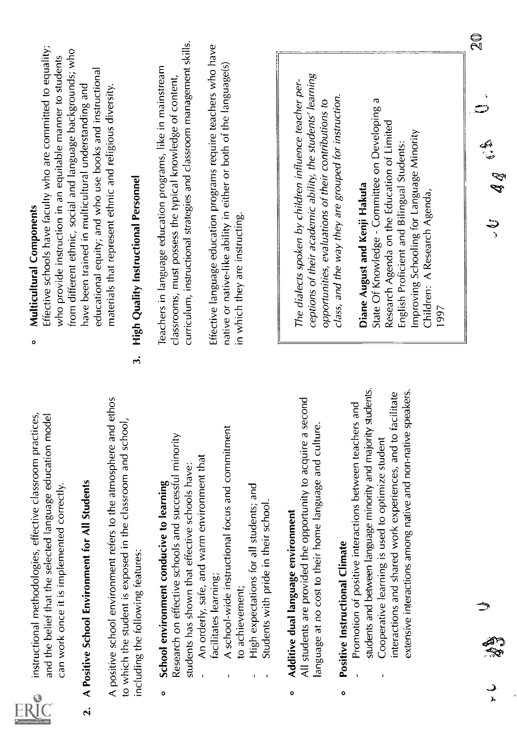instructional methodologies, effective classroom practices, and the belief that the selected language education model can work once it is implemented correctly.

## 2. A Positive School Environment for All Students

A positive school environment refers to the atmosphere and ethos to which the student is exposed in the classroom and school, including the following features:

- **School environment conducive to learning**
  Research on effective schools and successful minority students has shown that effective schools have:
  - An orderly, safe, and warm environment that facilitates learning;
  - A school-wide instructional focus and commitment to achievement;
  - High expectations for all students; and
  - Students with pride in their school.

- **Additive dual language environment**
  All students are provided the opportunity to acquire a second language at no cost to their home language and culture.

- **Positive Instructional Climate**
  - Promotion of positive interactions between teachers and students and between language minority and majority students.
  - Cooperative learning is used to optimize student interactions and shared work experiences, and to facilitate extensive interactions among native and non-native speakers.

- **Multicultural Components**
  Effective schools have faculty who are committed to equality; who provide instruction in an equitable manner to students from different ethnic, social and language backgrounds; who have been trained in multicultural understanding and educational equity; and who use books and instructional materials that represent ethnic and religious diversity.

## 3. High Quality Instructional Personnel

Teachers in language education programs, like in mainstream classrooms, must possess the typical knowledge of content, curriculum, instructional strategies and classroom management skills.

Effective language education programs require teachers who have native or native-like ability in either or both of the language(s) in which they are instructing.

> *The dialects spoken by children influence teacher perceptions of their academic ability, the students' learning opportunities, evaluations of their contributions to class, and the way they are grouped for instruction.*
>
> **Diane August and Kenji Hakuta**
> State Of Knowledge - Committee on Developing a Research Agenda on the Education of Limited English Proficient and Bilingual Students:
> Improving Schooling for Language Minority Children: A Research Agenda,
> 1997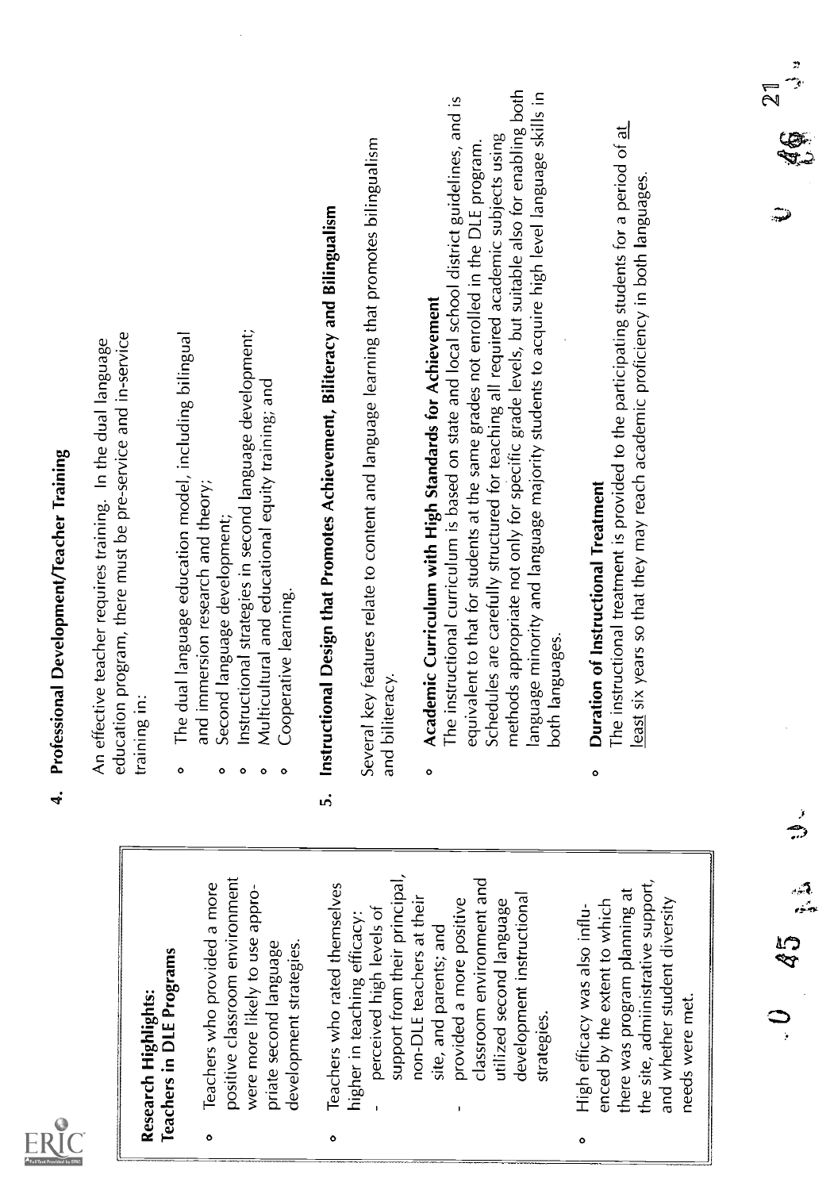## Research Highlights: Teachers in DLE Programs

- Teachers who provided a more positive classroom environment were more likely to use appropriate second language development strategies.
- Teachers who rated themselves higher in teaching efficacy:
  - perceived high levels of support from their principal, non-DLE teachers at their site, and parents; and
  - provided a more positive classroom environment and utilized second language development instructional strategies.
- High efficacy was also influenced by the extent to which there was program planning at the site, administrative support, and whether student diversity needs were met.

## 4. Professional Development/Teacher Training

An effective teacher requires training. In the dual language education program, there must be pre-service and in-service training in:

- The dual language education model, including bilingual and immersion research and theory;
- Second language development;
- Instructional strategies in second language development;
- Multicultural and educational equity training; and
- Cooperative learning.

## 5. Instructional Design that Promotes Achievement, Biliteracy and Bilingualism

Several key features relate to content and language learning that promotes bilingualism and biliteracy.

- **Academic Curriculum with High Standards for Achievement**
  The instructional curriculum is based on state and local school district guidelines, and is equivalent to that for students at the same grades not enrolled in the DLE program. Schedules are carefully structured for teaching all required academic subjects using methods appropriate not only for specific grade levels, but suitable also for enabling both language minority and language majority students to acquire high level language skills in both languages.

- **Duration of Instructional Treatment**
  The instructional treatment is provided to the participating students for a period of <u>at least</u> six years so that they may reach academic proficiency in both languages.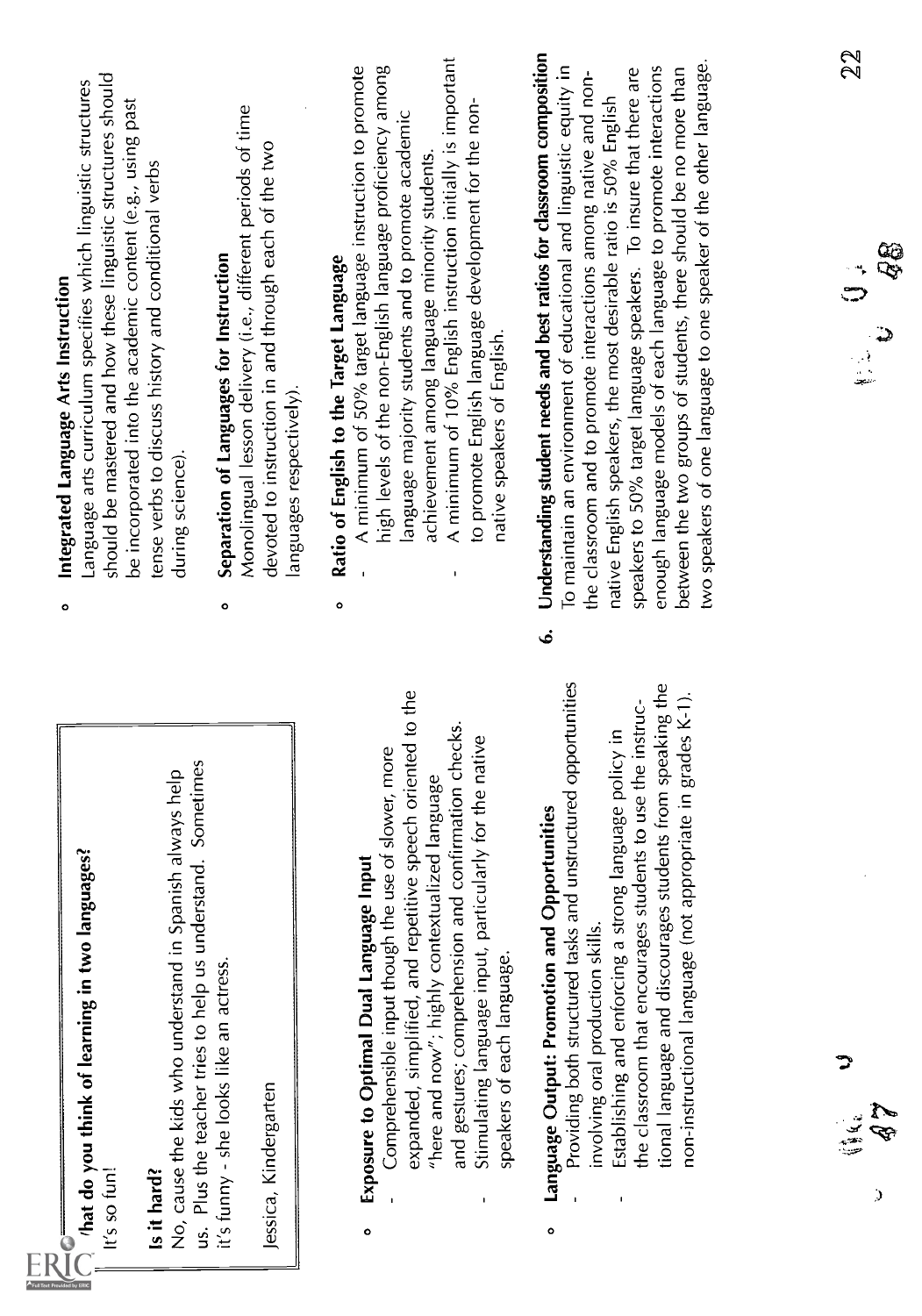> **What do you think of learning in two languages?**
> It's so fun!
>
> **Is it hard?**
> No, cause the kids who understand in Spanish always help us. Plus the teacher tries to help us understand. Sometimes it's funny - she looks like an actress.
>
> Jessica, Kindergarten

- **Exposure to Optimal Dual Language Input**
  - Comprehensible input though the use of slower, more expanded, simplified, and repetitive speech oriented to the "here and now"; highly contextualized language and gestures; comprehension and confirmation checks.
  - Stimulating language input, particularly for the native speakers of each language.

- **Language Output: Promotion and Opportunities**
  - Providing both structured tasks and unstructured opportunities involving oral production skills.
  - Establishing and enforcing a strong language policy in the classroom that encourages students to use the instructional language and discourages students from speaking the non-instructional language (not appropriate in grades K-1).

- **Integrated Language Arts Instruction**
  Language arts curriculum specifies which linguistic structures should be mastered and how these linguistic structures should be incorporated into the academic content (e.g., using past tense verbs to discuss history and conditional verbs during science).

- **Separation of Languages for Instruction**
  Monolingual lesson delivery (i.e., different periods of time devoted to instruction in and through each of the two languages respectively).

- **Ratio of English to the Target Language**
  - A minimum of 50% target language instruction to promote high levels of the non-English language proficiency among language majority students and to promote academic achievement among language minority students.
  - A minimum of 10% English instruction initially is important to promote English language development for the non-native speakers of English.

**6. Understanding student needs and best ratios for classroom composition**

To maintain an environment of educational and linguistic equity in the classroom and to promote interactions among native and non-native English speakers, the most desirable ratio is 50% English speakers to 50% target language speakers. To insure that there are enough language models of each language to promote interactions between the two groups of students, there should be no more than two speakers of one language to one speaker of the other language.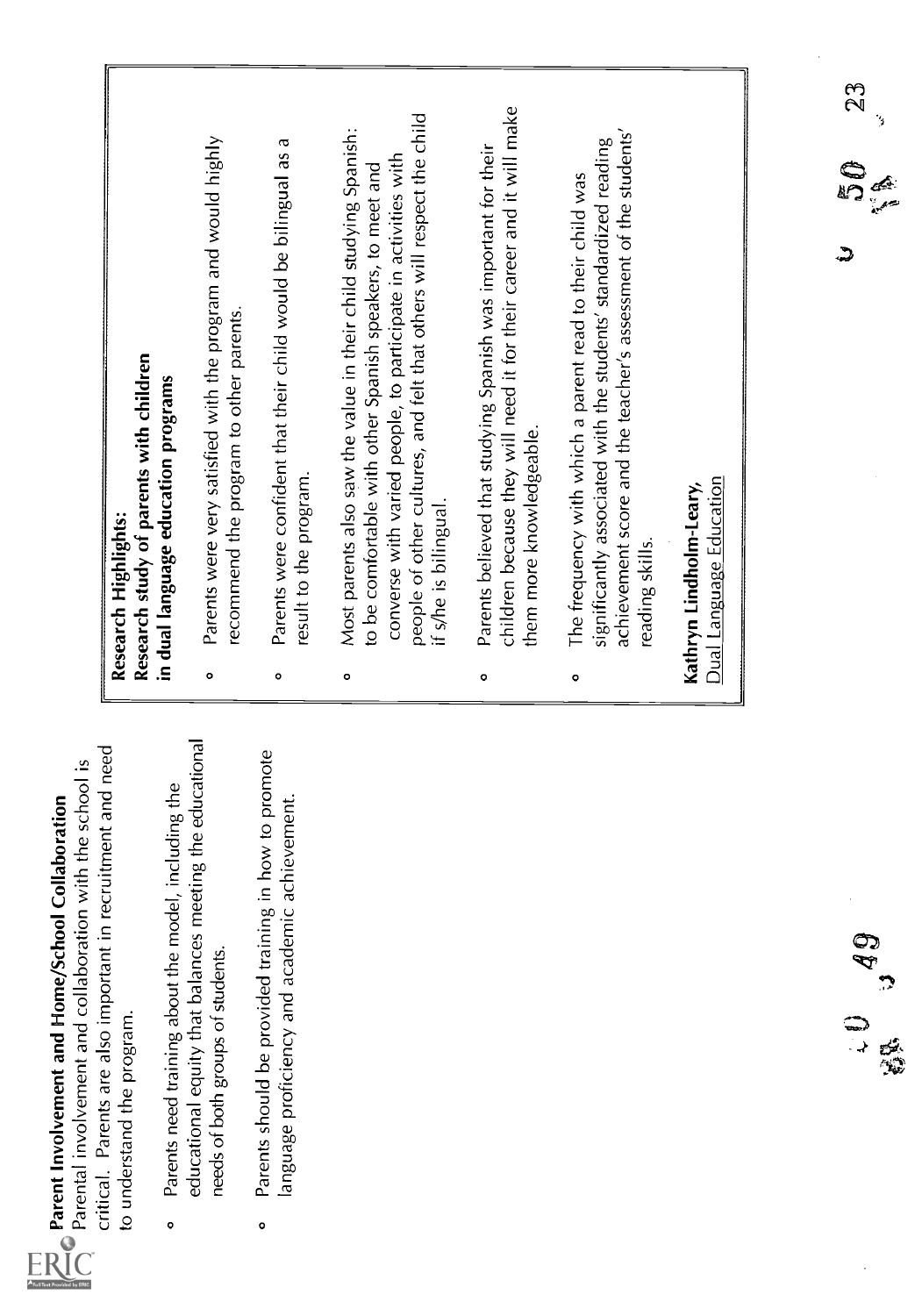**Parent Involvement and Home/School Collaboration**

Parental involvement and collaboration with the school is critical. Parents are also important in recruitment and need to understand the program.

- Parents need training about the model, including the educational equity that balances meeting the educational needs of both groups of students.
- Parents should be provided training in how to promote language proficiency and academic achievement.

**Research Highlights:**
**Research study of parents with children in dual language education programs**

- Parents were very satisfied with the program and would highly recommend the program to other parents.
- Parents were confident that their child would be bilingual as a result to the program.
- Most parents also saw the value in their child studying Spanish: to be comfortable with other Spanish speakers, to meet and converse with varied people, to participate in activities with people of other cultures, and felt that others will respect the child if s/he is bilingual.
- Parents believed that studying Spanish was important for their children because they will need it for their career and it will make them more knowledgeable.
- The frequency with which a parent read to their child was significantly associated with the students' standardized reading achievement score and the teacher's assessment of the students' reading skills.

**Kathryn Lindholm-Leary,**
Dual Language Education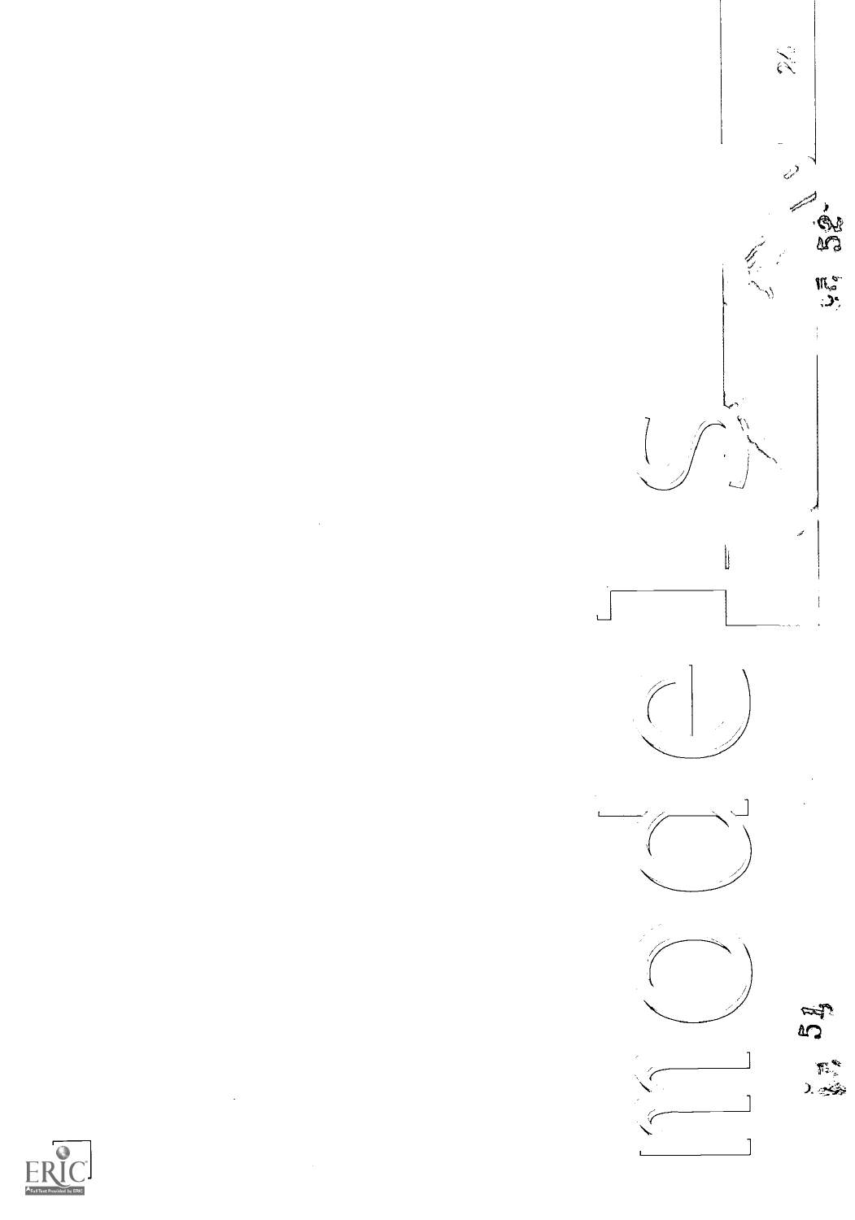models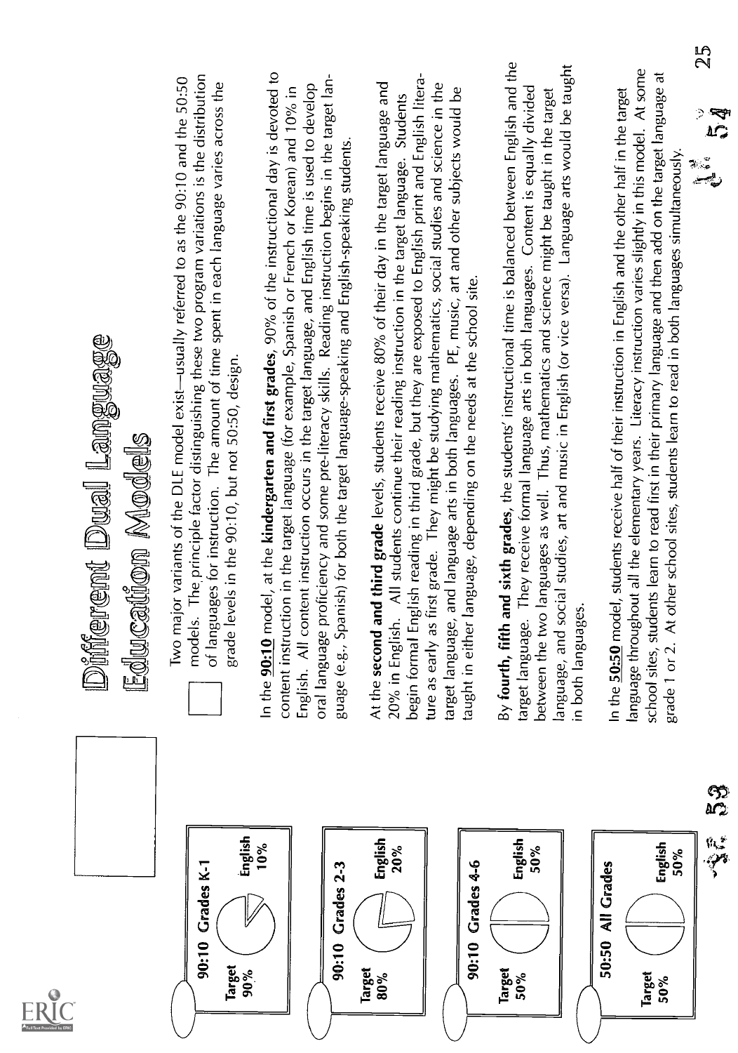# Different Dual Language Education Models

Two major variants of the DLE model exist—usually referred to as the 90:10 and the 50:50 models. The principle factor distinguishing these two program variations is the distribution of languages for instruction. The amount of time spent in each language varies across the grade levels in the 90:10, but not 50:50, design.

In the **90:10** model, at the **kindergarten and first grades**, 90% of the instructional day is devoted to content instruction in the target language (for example, Spanish or French or Korean) and 10% in English. All content instruction occurs in the target language, and English time is used to develop oral language proficiency and some pre-literacy skills. Reading instruction begins in the target language (e.g., Spanish) for both the target language-speaking and English-speaking students.

At the **second and third grade** levels, students receive 80% of their day in the target language and 20% in English. All students continue their reading instruction in the target language. Students begin formal English reading in third grade, but they are exposed to English print and English literature as early as first grade. They might be studying mathematics, social studies and science in the target language, and language arts in both languages. PE, music, art and other subjects would be taught in either language, depending on the needs at the school site.

By **fourth, fifth and sixth grades**, the students' instructional time is balanced between English and the target language. They receive formal language arts in both languages. Content is equally divided between the two languages as well. Thus, mathematics and science might be taught in the target language, and social studies, art and music in English (or vice versa). Language arts would be taught in both languages.

In the **50:50** model, students receive half of their instruction in English and the other half in the target language throughout all the elementary years. Literacy instruction varies slightly in this model. At some school sites, students learn to read first in their primary language and then add on the target language at grade 1 or 2. At other school sites, students learn to read in both languages simultaneously.

**90:10 Grades K-1**
Target 90% | English 10%

**90:10 Grades 2-3**
Target 80% | English 20%

**90:10 Grades 4-6**
Target 50% | English 50%

**50:50 All Grades**
Target 50% | English 50%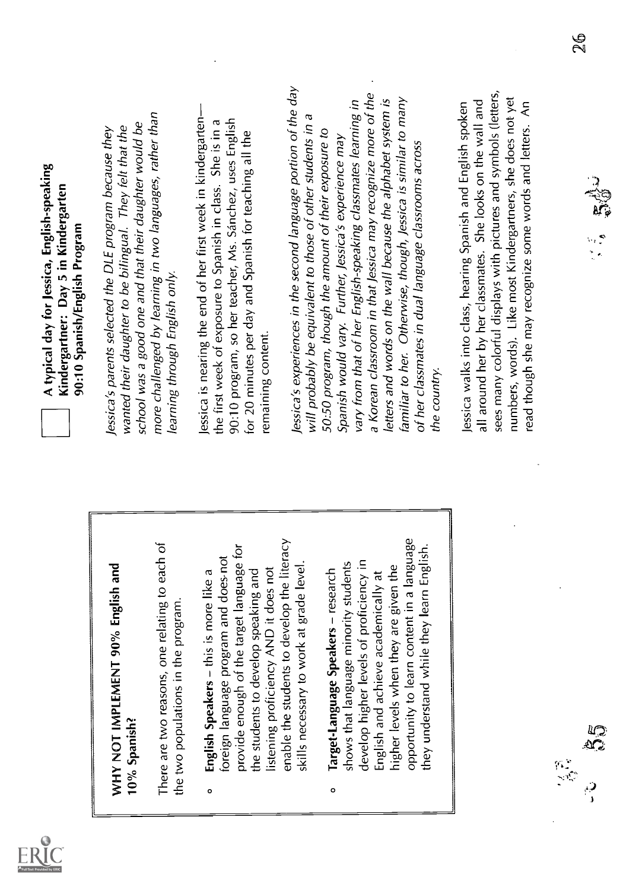## WHY NOT IMPLEMENT 90% English and 10% Spanish?

There are two reasons, one relating to each of the two populations in the program.

- **English Speakers** – this is more like a foreign language program and does not provide enough of the target language for the students to develop speaking and listening proficiency AND it does not enable the students to develop the literacy skills necessary to work at grade level.
- **Target-Language Speakers** – research shows that language minority students develop higher levels of proficiency in English and achieve academically at higher levels when they are given the opportunity to learn content in a language they understand while they learn English.

## A typical day for Jessica, English-speaking Kindergartner: Day 5 in Kindergarten 90:10 Spanish/English Program

*Jessica's parents selected the DLE program because they wanted their daughter to be bilingual. They felt that the school was a good one and that their daughter would be more challenged by learning in two languages, rather than learning through English only.*

Jessica is nearing the end of her first week in kindergarten—the first week of exposure to Spanish in class. She is in a 90:10 program, so her teacher, Ms. Sánchez, uses English for 20 minutes per day and Spanish for teaching all the remaining content.

*Jessica's experiences in the second language portion of the day will probably be equivalent to those of other students in a 50:50 program, though the amount of their exposure to Spanish would vary. Further, Jessica's experience may vary from that of her English-speaking classmates learning in a Korean classroom in that Jessica may recognize more of the letters and words on the wall because the alphabet system is familiar to her. Otherwise, though, Jessica is similar to many of her classmates in dual language classrooms across the country.*

Jessica walks into class, hearing Spanish and English spoken all around her by her classmates. She looks on the wall and sees many colorful displays with pictures and symbols (letters, numbers, words). Like most Kindergartners, she does not yet read though she may recognize some words and letters. An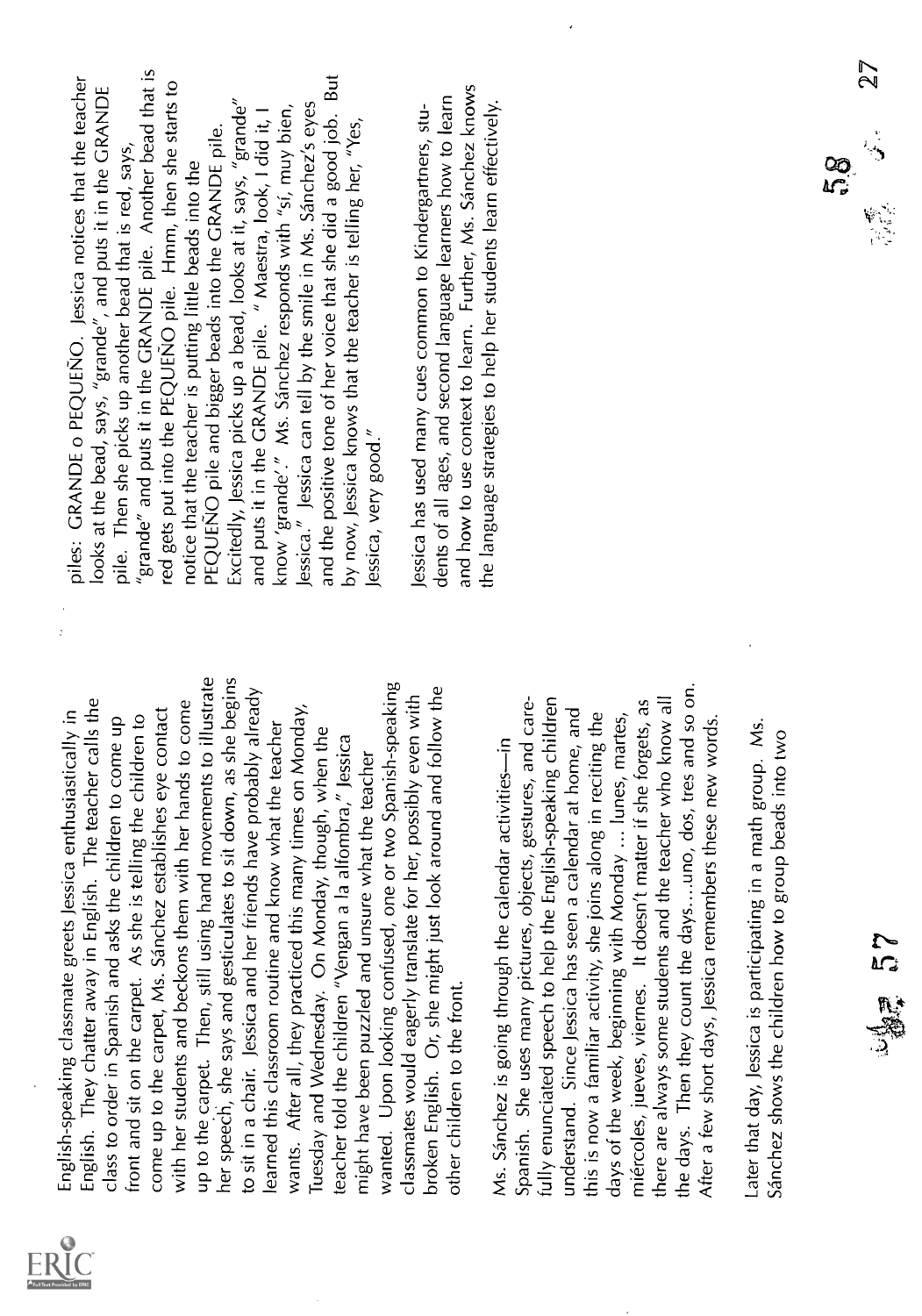English-speaking classmate greets Jessica enthusiastically in English. They chatter away in English. The teacher calls the class to order in Spanish and asks the children to come up front and sit on the carpet. As she is telling the children to come up to the carpet, Ms. Sánchez establishes eye contact with her students and beckons them with her hands to come up to the carpet. Then, still using hand movements to illustrate her speech, she says and gesticulates to sit down, as she begins to sit in a chair. Jessica and her friends have probably already learned this classroom routine and know what the teacher wants. After all, they practiced this many times on Monday, Tuesday and Wednesday. On Monday, though, when the teacher told the children "Vengan a la alfombra," Jessica might have been puzzled and unsure what the teacher wanted. Upon looking confused, one or two Spanish-speaking classmates would eagerly translate for her, possibly even with broken English. Or, she might just look around and follow the other children to the front.

Ms. Sánchez is going through the calendar activities—in Spanish. She uses many pictures, objects, gestures, and carefully enunciated speech to help the English-speaking children understand. Since Jessica has seen a calendar at home, and this is now a familiar activity, she joins along in reciting the days of the week, beginning with Monday ... lunes, martes, miércoles, jueves, viernes. It doesn't matter if she forgets, as there are always some students and the teacher who know all the days. Then they count the days....uno, dos, tres and so on. After a few short days, Jessica remembers these new words.

Later that day, Jessica is participating in a math group. Ms. Sánchez shows the children how to group beads into two piles: GRANDE o PEQUEÑO. Jessica notices that the teacher looks at the bead, says, "grande", and puts it in the GRANDE pile. Then she picks up another bead that is red, says, "grande" and puts it in the GRANDE pile. Another bead that is red gets put into the PEQUEÑO pile. Hmm, then she starts to notice that the teacher is putting little beads into the PEQUEÑO pile and bigger beads into the GRANDE pile. Excitedly, Jessica picks up a bead, looks at it, says, "grande" and puts it in the GRANDE pile. "Maestra, look, I did it, I know 'grande'." Ms. Sánchez responds with "sí, muy bien, Jessica." Jessica can tell by the smile in Ms. Sánchez's eyes and the positive tone of her voice that she did a good job. But by now, Jessica knows that the teacher is telling her, "Yes, Jessica, very good."

Jessica has used many cues common to Kindergartners, students of all ages, and second language learners how to learn and how to use context to learn. Further, Ms. Sánchez knows the language strategies to help her students learn effectively.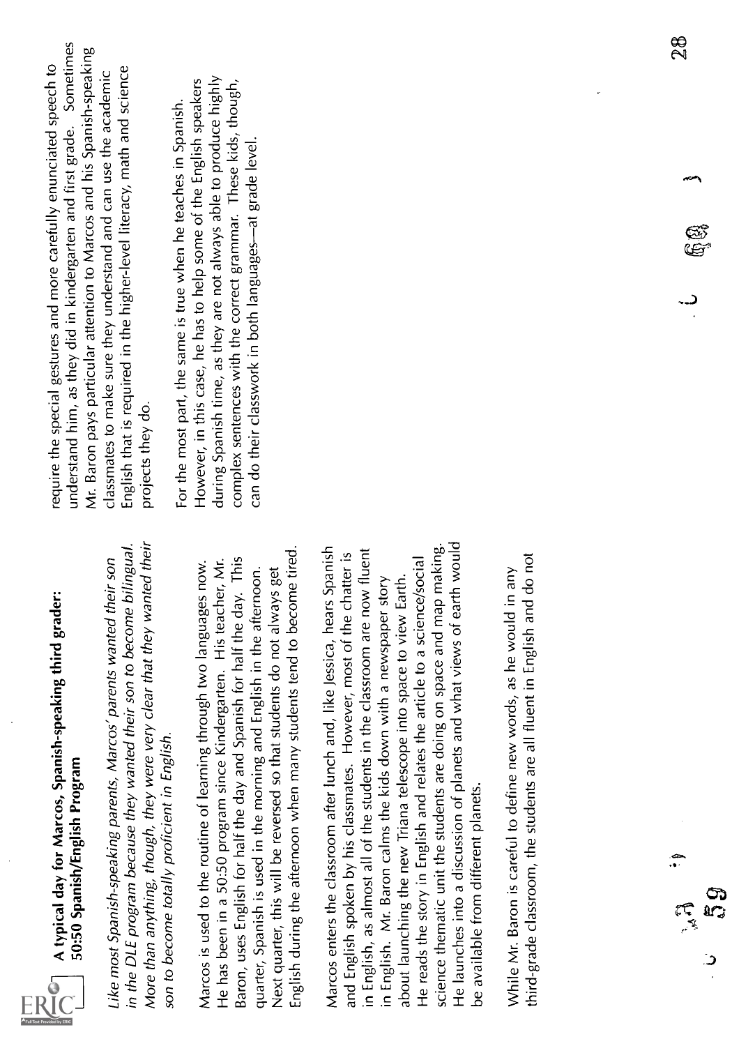**A typical day for Marcos, Spanish-speaking third grader: 50:50 Spanish/English Program**

*Like most Spanish-speaking parents, Marcos' parents wanted their son in the DLE program because they wanted their son to become bilingual. More than anything, though, they were very clear that they wanted their son to become totally proficient in English.*

Marcos is used to the routine of learning through two languages now. He has been in a 50:50 program since Kindergarten. His teacher, Mr. Baron, uses English for half the day and Spanish for half the day. This quarter, Spanish is used in the morning and English in the afternoon. Next quarter, this will be reversed so that students do not always get English during the afternoon when many students tend to become tired.

Marcos enters the classroom after lunch and, like Jessica, hears Spanish and English spoken by his classmates. However, most of the chatter is in English, as almost all of the students in the classroom are now fluent in English. Mr. Baron calms the kids down with a newspaper story about launching the new Triana telescope into space to view Earth. He reads the story in English and relates the article to a science/social science thematic unit the students are doing on space and map making. He launches into a discussion of planets and what views of earth would be available from different planets.

While Mr. Baron is careful to define new words, as he would in any third-grade classroom, the students are all fluent in English and do not require the special gestures and more carefully enunciated speech to understand him, as they did in kindergarten and first grade. Sometimes Mr. Baron pays particular attention to Marcos and his Spanish-speaking classmates to make sure they understand and can use the academic English that is required in the higher-level literacy, math and science projects they do.

For the most part, the same is true when he teaches in Spanish. However, in this case, he has to help some of the English speakers during Spanish time, as they are not always able to produce highly complex sentences with the correct grammar. These kids, though, can do their classwork in both languages—at grade level.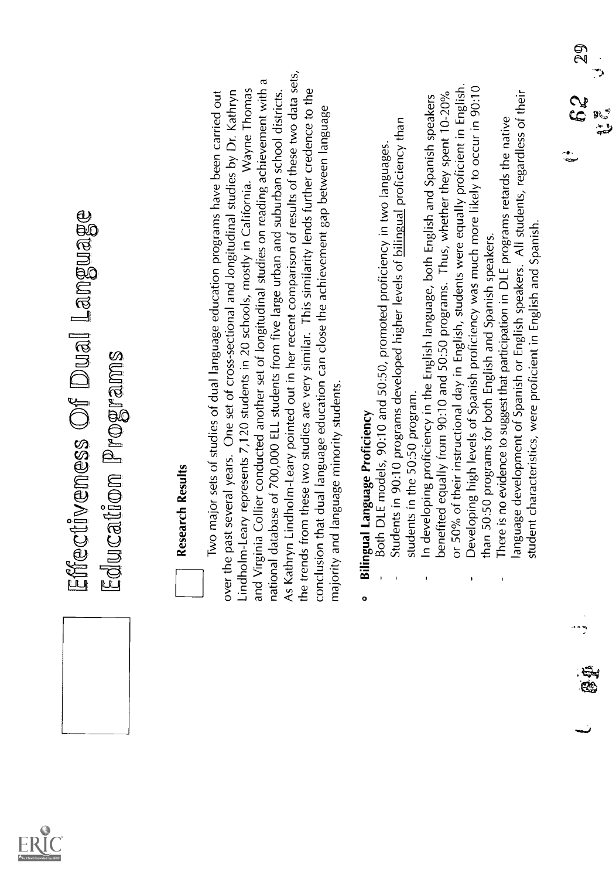# Effectiveness Of Dual Language Education Programs

## Research Results

Two major sets of studies of dual language education programs have been carried out over the past several years. One set of cross-sectional and longitudinal studies by Dr. Kathryn Lindholm-Leary represents 7,120 students in 20 schools, mostly in California. Wayne Thomas and Virginia Collier conducted another set of longitudinal studies on reading achievement with a national database of 700,000 ELL students from five large urban and suburban school districts. As Kathryn Lindholm-Leary pointed out in her recent comparison of results of these two data sets, the trends from these two studies are very similar. This similarity lends further credence to the conclusion that dual language education can close the achievement gap between language majority and language minority students.

- **Bilingual Language Proficiency**
  - Both DLE models, 90:10 and 50:50, promoted proficiency in two languages.
  - Students in 90:10 programs developed higher levels of bilingual proficiency than students in the 50:50 program.
  - In developing proficiency in the English language, both English and Spanish speakers benefited equally from 90:10 and 50:50 programs. Thus, whether they spent 10-20% or 50% of their instructional day in English, students were equally proficient in English.
  - Developing high levels of Spanish proficiency was much more likely to occur in 90:10 than 50:50 programs for both English and Spanish speakers.
  - There is no evidence to suggest that participation in DLE programs retards the native language development of Spanish or English speakers. All students, regardless of their student characteristics, were proficient in English and Spanish.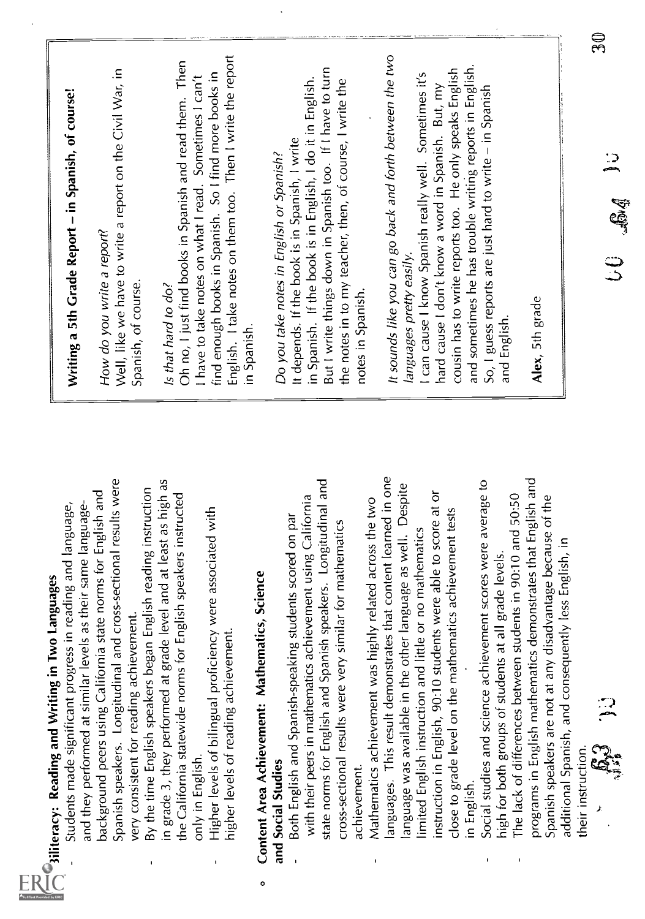## Biliteracy: Reading and Writing in Two Languages

- Students made significant progress in reading and language, and they performed at similar levels as their same language-background peers using California state norms for English and Spanish speakers. Longitudinal and cross-sectional results were very consistent for reading achievement.
- By the time English speakers began English reading instruction in grade 3, they performed at grade level and at least as high as the California statewide norms for English speakers instructed only in English.
- Higher levels of bilingual proficiency were associated with higher levels of reading achievement.

## Content Area Achievement: Mathematics, Science and Social Studies

- Both English and Spanish-speaking students scored on par with their peers in mathematics achievement using California state norms for English and Spanish speakers. Longitudinal and cross-sectional results were very similar for mathematics achievement.
- Mathematics achievement was highly related across the two languages. This result demonstrates that content learned in one language was available in the other language as well. Despite limited English instruction and little or no mathematics instruction in English, 90:10 students were able to score at or close to grade level on the mathematics achievement tests in English.
- Social studies and science achievement scores were average to high for both groups of students at all grade levels.
- The lack of differences between students in 90:10 and 50:50 programs in English mathematics demonstrates that English and Spanish speakers are not at any disadvantage because of the additional Spanish, and consequently less English, in their instruction.

**Writing a 5th Grade Report – in Spanish, of course!**

*How do you write a report?*
Well, like we have to write a report on the Civil War, in Spanish, of course.

*Is that hard to do?*
Oh no, I just find books in Spanish and read them. Then I have to take notes on what I read. Sometimes I can't find enough books in Spanish. So I find more books in English. I take notes on them too. Then I write the report in Spanish.

*Do you take notes in English or Spanish?*
It depends. If the book is in Spanish, I write in Spanish. If the book is in English, I do it in English. But I write things down in Spanish too. If I have to turn the notes in to my teacher, then, of course, I write the notes in Spanish.

*It sounds like you can go back and forth between the two languages pretty easily.*
I can cause I know Spanish really well. Sometimes it's hard cause I don't know a word in Spanish. But, my cousin has to write reports too. He only speaks English and sometimes he has trouble writing reports in English. So, I guess reports are just hard to write – in Spanish and English.

**Alex**, 5th grade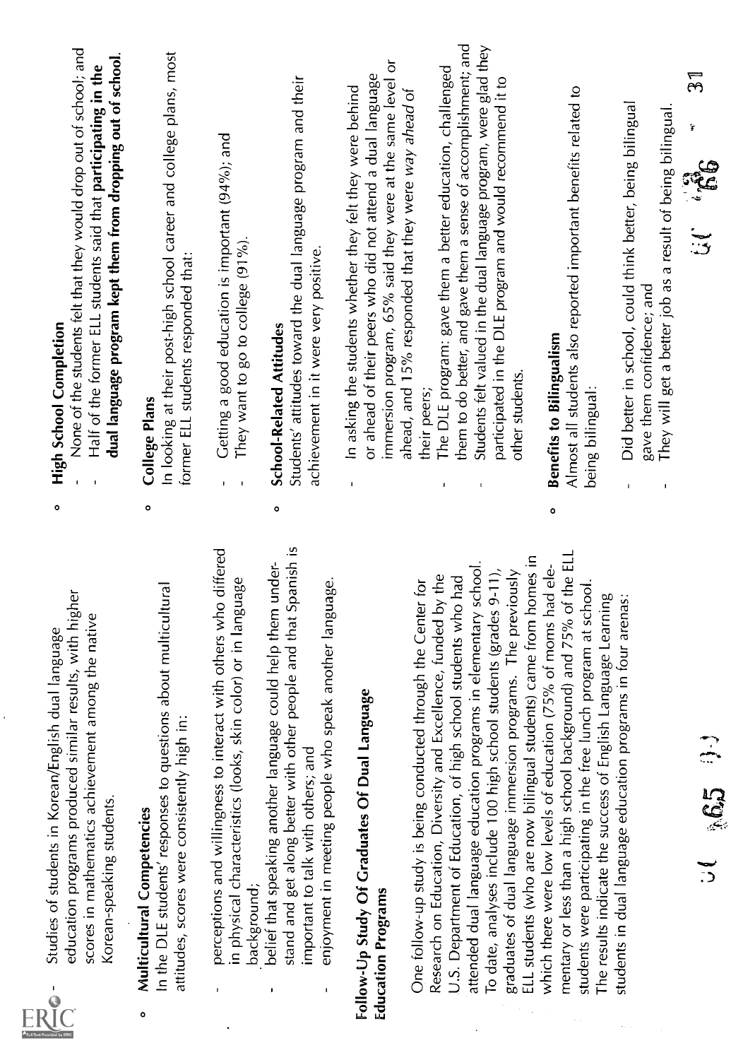- Studies of students in Korean/English dual language education programs produced similar results, with higher scores in mathematics achievement among the native Korean-speaking students.

- **Multicultural Competencies**
  In the DLE students' responses to questions about multicultural attitudes, scores were consistently high in:

  - perceptions and willingness to interact with others who differed in physical characteristics (looks, skin color) or in language background;
  - belief that speaking another language could help them understand and get along better with other people and that Spanish is important to talk with others; and
  - enjoyment in meeting people who speak another language.

## Follow-Up Study Of Graduates Of Dual Language Education Programs

One follow-up study is being conducted through the Center for Research on Education, Diversity and Excellence, funded by the U.S. Department of Education, of high school students who had attended dual language education programs in elementary school. To date, analyses include 100 high school students (grades 9-11), graduates of dual language immersion programs. The previously ELL students (who are now bilingual students) came from homes in which there were low levels of education (75% of moms had elementary or less than a high school background) and 75% of the ELL students were participating in the free lunch program at school. The results indicate the success of English Language Learning students in dual language education programs in four arenas:

- **High School Completion**
  - None of the students felt that they would drop out of school; and
  - Half of the former ELL students said that **participating in the dual language program kept them from dropping out of school**.

- **College Plans**
  In looking at their post-high school career and college plans, most former ELL students responded that:

  - Getting a good education is important (94%); and
  - They want to go to college (91%).

- **School-Related Attitudes**
  Students' attitudes toward the dual language program and their achievement in it were very positive.

  - In asking the students whether they felt they were behind or ahead of their peers who did not attend a dual language immersion program, 65% said they were at the same level or ahead, and 15% responded that they were *way ahead* of their peers;
  - The DLE program: gave them a better education, challenged them to do better, and gave them a sense of accomplishment; and
  - Students felt valued in the dual language program, were glad they participated in the DLE program and would recommend it to other students.

- **Benefits to Bilingualism**
  Almost all students also reported important benefits related to being bilingual:

  - Did better in school, could think better, being bilingual gave them confidence; and
  - They will get a better job as a result of being bilingual.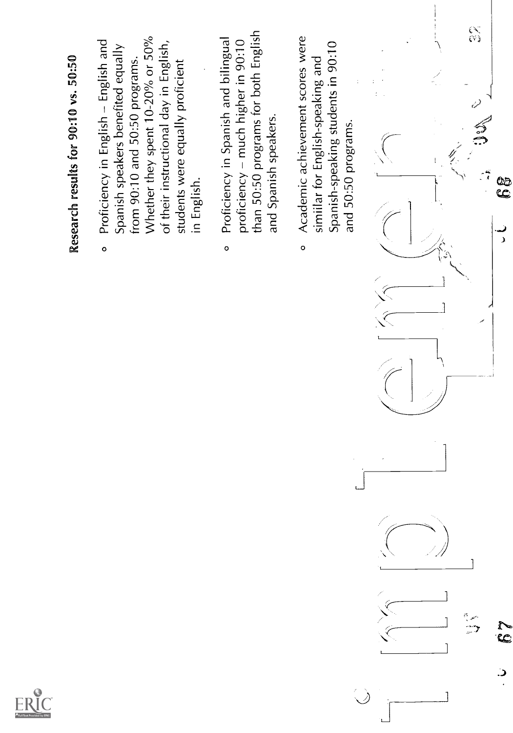## Research results for 90:10 vs. 50:50

- Proficiency in English – English and Spanish speakers benefited equally from 90:10 and 50:50 programs. Whether they spent 10-20% or 50% of their instructional day in English, students were equally proficient in English.
- Proficiency in Spanish and bilingual proficiency – much higher in 90:10 than 50:50 programs for both English and Spanish speakers.
- Academic achievement scores were similar for English-speaking and Spanish-speaking students in 90:10 and 50:50 programs.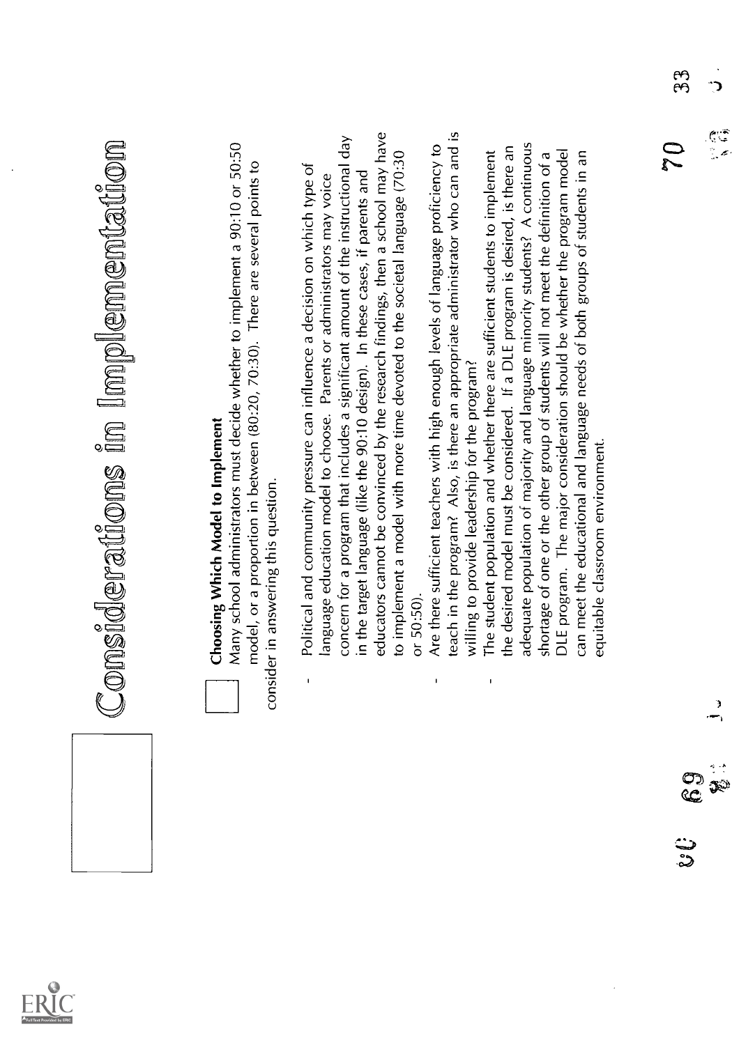# Considerations in Implementation

**Choosing Which Model to Implement**

Many school administrators must decide whether to implement a 90:10 or 50:50 model, or a proportion in between (80:20, 70:30). There are several points to consider in answering this question.

- Political and community pressure can influence a decision on which type of language education model to choose. Parents or administrators may voice concern for a program that includes a significant amount of the instructional day in the target language (like the 90:10 design). In these cases, if parents and educators cannot be convinced by the research findings, then a school may have to implement a model with more time devoted to the societal language (70:30 or 50:50).
- Are there sufficient teachers with high enough levels of language proficiency to teach in the program? Also, is there an appropriate administrator who can and is willing to provide leadership for the program?
- The student population and whether there are sufficient students to implement the desired model must be considered. If a DLE program is desired, is there an adequate population of majority and language minority students? A continuous shortage of one or the other group of students will not meet the definition of a DLE program. The major consideration should be whether the program model can meet the educational and language needs of both groups of students in an equitable classroom environment.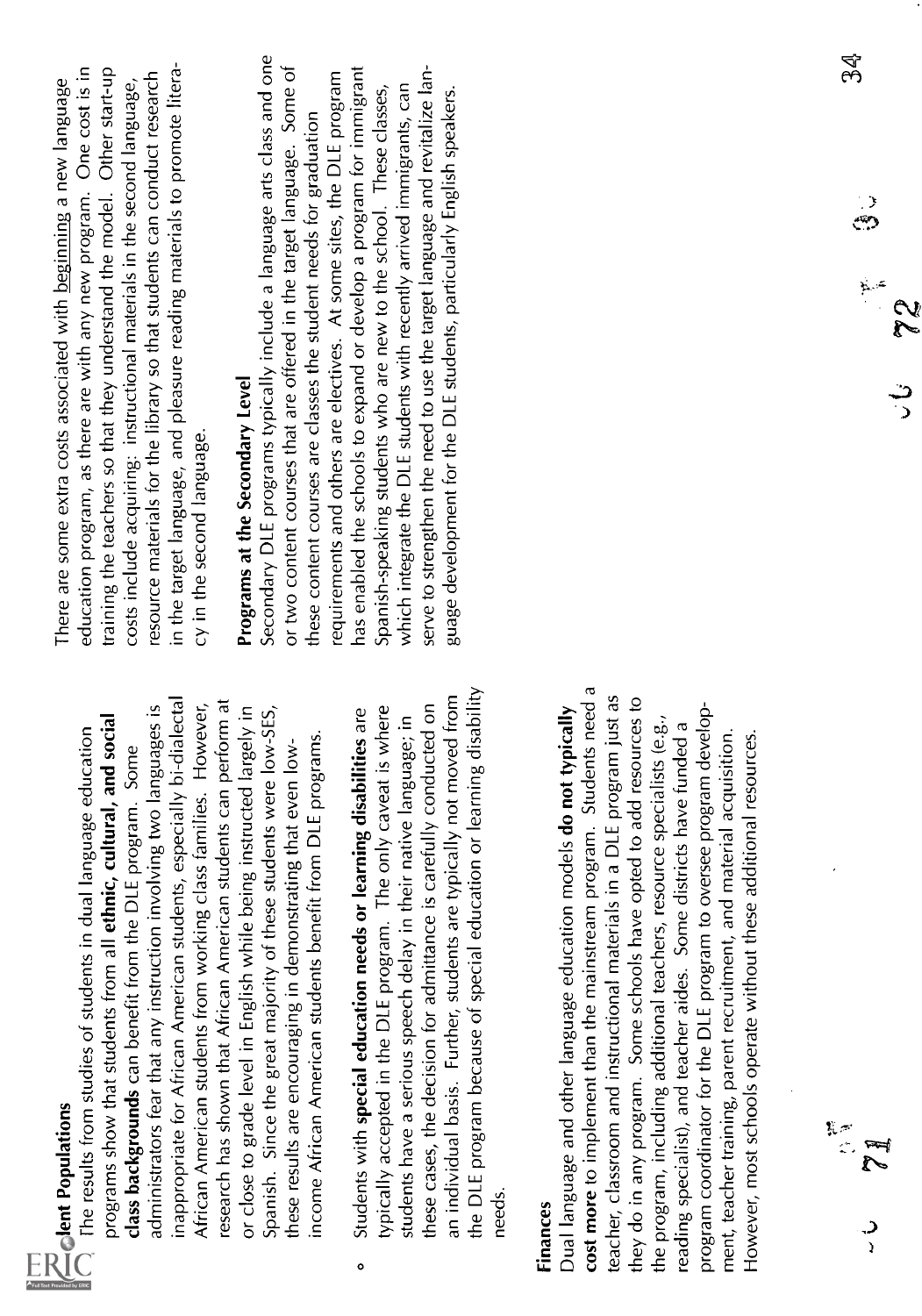### Student Populations

The results from studies of students in dual language education programs show that students from all **ethnic, cultural, and social class backgrounds** can benefit from the DLE program. Some administrators fear that any instruction involving two languages is inappropriate for African American students, especially bi-dialectal African American students from working class families. However, research has shown that African American students can perform at or close to grade level in English while being instructed largely in Spanish. Since the great majority of these students were low-SES, these results are encouraging in demonstrating that even low-income African American students benefit from DLE programs.

- Students with **special education needs or learning disabilities** are typically accepted in the DLE program. The only caveat is where students have a serious speech delay in their native language; in these cases, the decision for admittance is carefully conducted on an individual basis. Further, students are typically not moved from the DLE program because of special education or learning disability needs.

### Finances

Dual language and other language education models **do not typically cost more** to implement than the mainstream program. Students need a teacher, classroom and instructional materials in a DLE program just as they do in any program. Some schools have opted to add resources to the program, including additional teachers, resource specialists (e.g., reading specialist), and teacher aides. Some districts have funded a program coordinator for the DLE program to oversee program development, teacher training, parent recruitment, and material acquisition. However, most schools operate without these additional resources.

There are some extra costs associated with beginning a new language education program, as there are with any new program. One cost is in training the teachers so that they understand the model. Other start-up costs include acquiring: instructional materials in the second language, resource materials for the library so that students can conduct research in the target language, and pleasure reading materials to promote literacy in the second language.

### Programs at the Secondary Level

Secondary DLE programs typically include a language arts class and one or two content courses that are offered in the target language. Some of these content courses are classes the student needs for graduation requirements and others are electives. At some sites, the DLE program has enabled the schools to expand or develop a program for immigrant Spanish-speaking students who are new to the school. These classes, which integrate the DLE students with recently arrived immigrants, can serve to strengthen the need to use the target language and revitalize language development for the DLE students, particularly English speakers.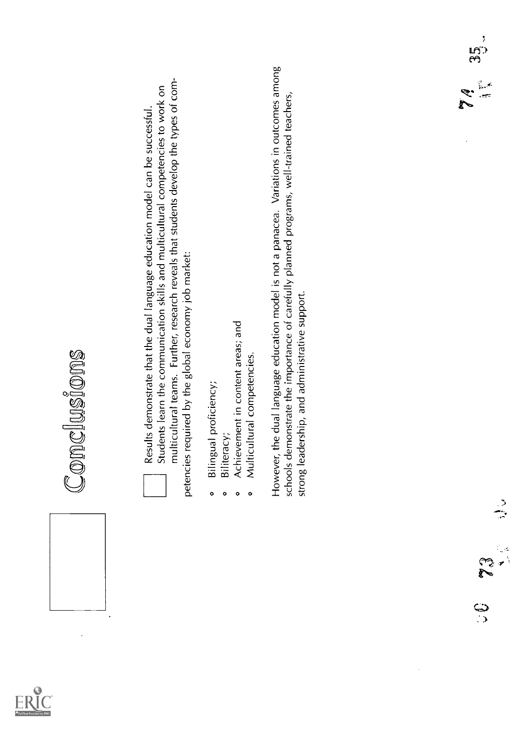# Conclusions

Results demonstrate that the dual language education model can be successful. Students learn the communication skills and multicultural competencies to work on multicultural teams. Further, research reveals that students develop the types of competencies required by the global economy job market:

- Bilingual proficiency;
- Biliteracy;
- Achievement in content areas; and
- Multicultural competencies.

However, the dual language education model is not a panacea. Variations in outcomes among schools demonstrate the importance of carefully planned programs, well-trained teachers, strong leadership, and administrative support.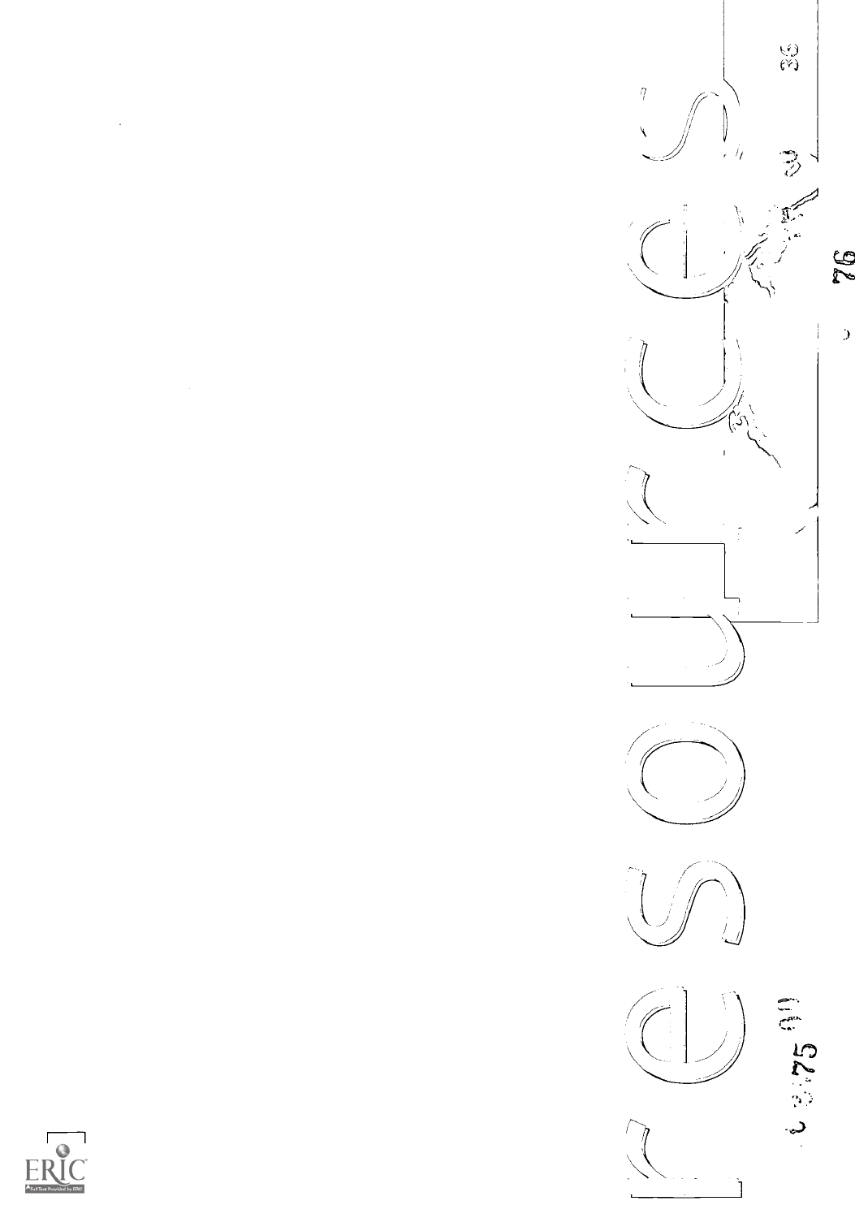# resources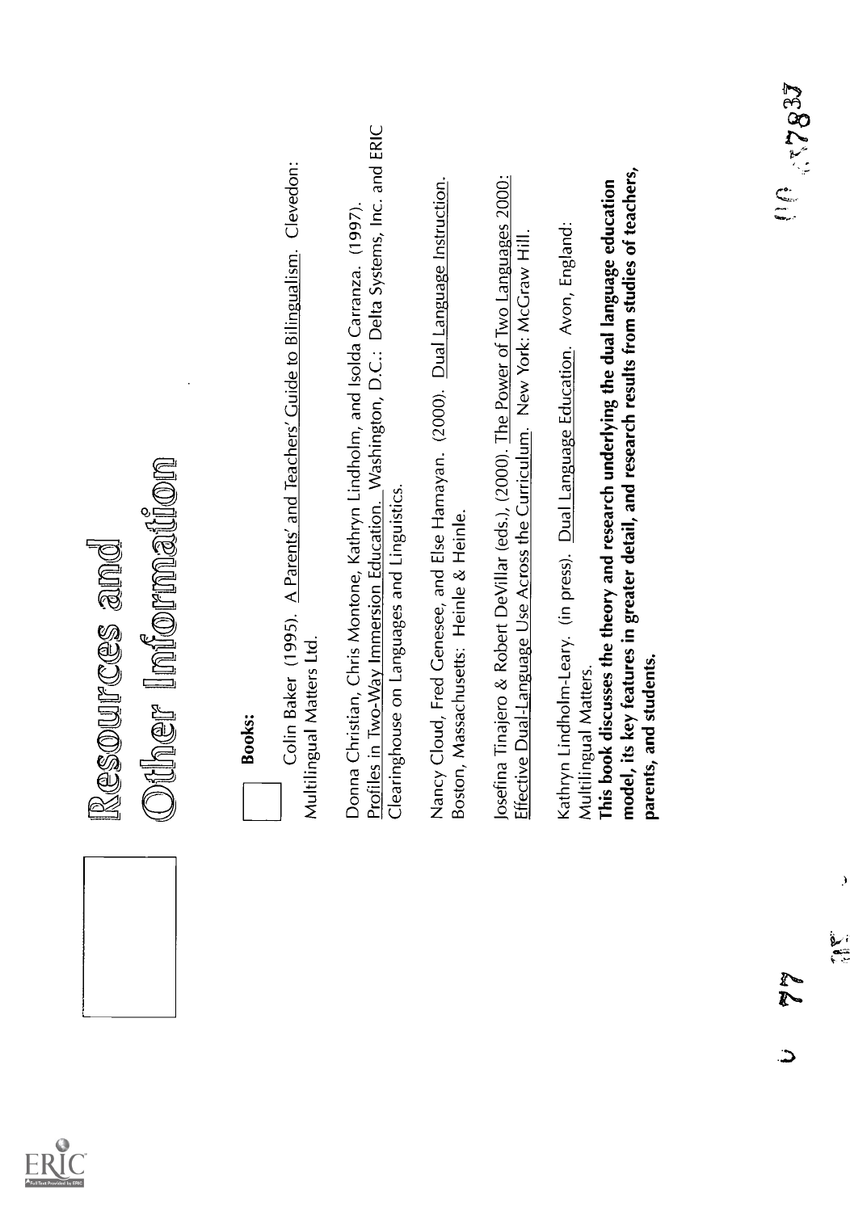# Resources and Other Information

**Books:**

Colin Baker (1995). A Parents' and Teachers' Guide to Bilingualism. Clevedon: Multilingual Matters Ltd.

Donna Christian, Chris Montone, Kathryn Lindholm, and Isolda Carranza. (1997). Profiles in Two-Way Immersion Education. Washington, D.C.: Delta Systems, Inc. and ERIC Clearinghouse on Languages and Linguistics.

Nancy Cloud, Fred Genesee, and Else Hamayan. (2000). Dual Language Instruction. Boston, Massachusetts: Heinle & Heinle.

Josefina Tinajero & Robert DeVillar (eds.), (2000). The Power of Two Languages 2000: Effective Dual-Language Use Across the Curriculum. New York: McGraw Hill.

Kathryn Lindholm-Leary. (in press). Dual Language Education. Avon, England: Multilingual Matters.
**This book discusses the theory and research underlying the dual language education model, its key features in greater detail, and research results from studies of teachers, parents, and students.**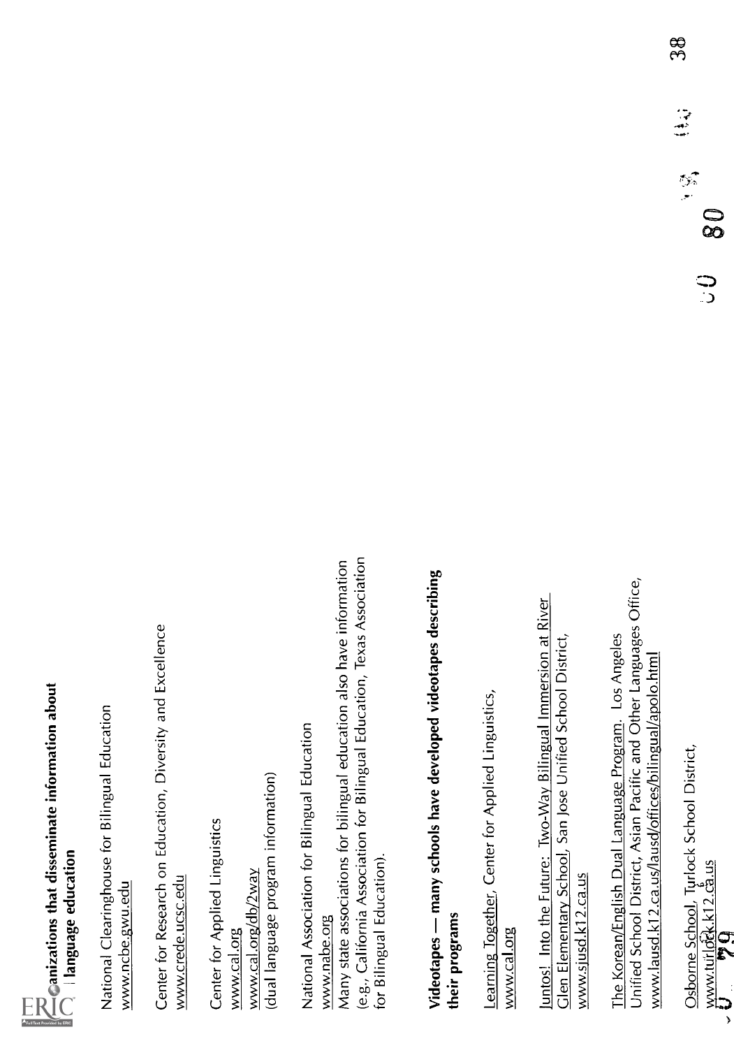**Organizations that disseminate information about dual language education**

National Clearinghouse for Bilingual Education
www.ncbe.gwu.edu

Center for Research on Education, Diversity and Excellence
www.crede.ucsc.edu

Center for Applied Linguistics
www.cal.org
www.cal.org/db/2way
(dual language program information)

National Association for Bilingual Education
www.nabe.org

Many state associations for bilingual education also have information (e.g., California Association for Bilingual Education, Texas Association for Bilingual Education).

**Videotapes — many schools have developed videotapes describing their programs**

Learning Together, Center for Applied Linguistics,
www.cal.org

Juntos! Into the Future: Two-Way Bilingual Immersion at River Glen Elementary School, San Jose Unified School District,
www.sjusd.k12.ca.us

The Korean/English Dual Language Program. Los Angeles Unified School District, Asian Pacific and Other Languages Office,
www.lausd.k12.ca.us/lausd/offices/bilingual/apolo.html

Osborne School, Turlock School District,
www.turlock.k12.ca.us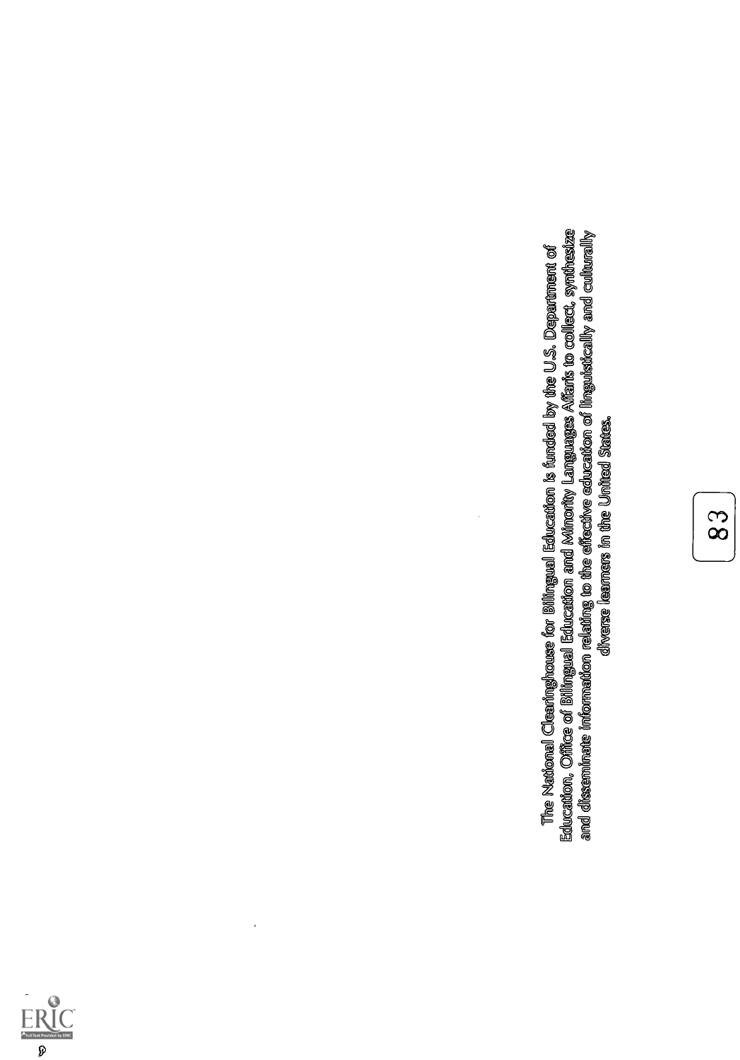The National Clearinghouse for Bilingual Education is funded by the U.S. Department of Education, Office of Bilingual Education and Minority Languages Affaris to collect, synthesize and disseminate information relating to the effective education of linguistically and culturally diverse learners in the United States.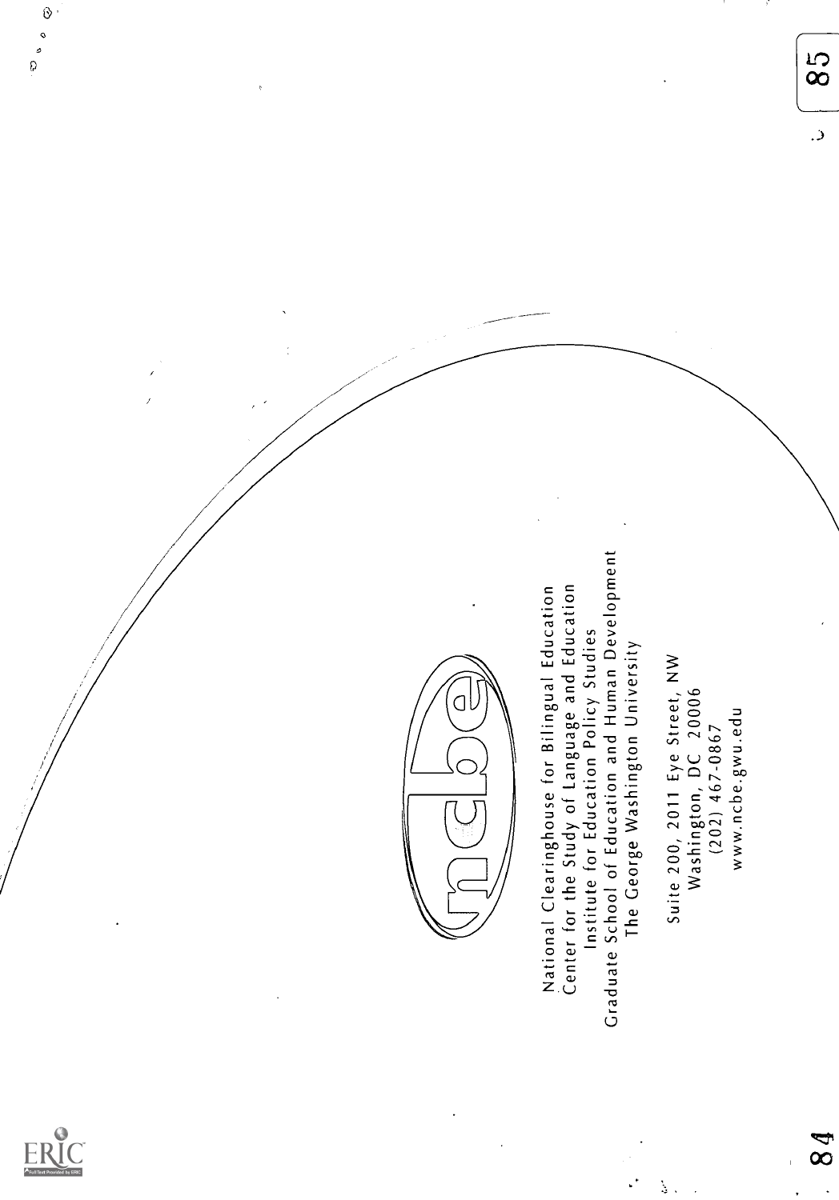ncbe

National Clearinghouse for Bilingual Education
Center for the Study of Language and Education
Institute for Education Policy Studies
Graduate School of Education and Human Development
The George Washington University

Suite 200, 2011 Eye Street, NW
Washington, DC 20006
(202) 467-0867
www.ncbe.gwu.edu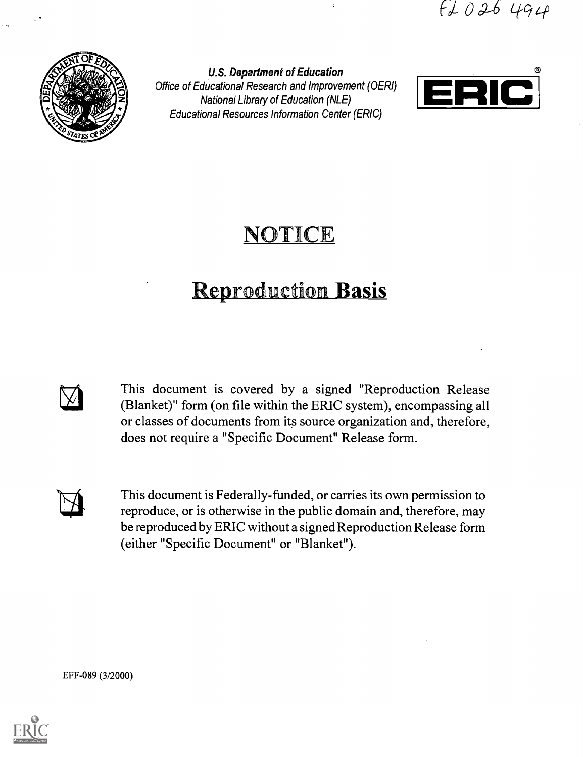FL 026 494

**U.S. Department of Education**
*Office of Educational Research and Improvement (OERI)*
*National Library of Education (NLE)*
*Educational Resources Information Center (ERIC)*

ERIC®

# NOTICE

## Reproduction Basis

☒ This document is covered by a signed "Reproduction Release (Blanket)" form (on file within the ERIC system), encompassing all or classes of documents from its source organization and, therefore, does not require a "Specific Document" Release form.

☒ This document is Federally-funded, or carries its own permission to reproduce, or is otherwise in the public domain and, therefore, may be reproduced by ERIC without a signed Reproduction Release form (either "Specific Document" or "Blanket").

EFF-089 (3/2000)